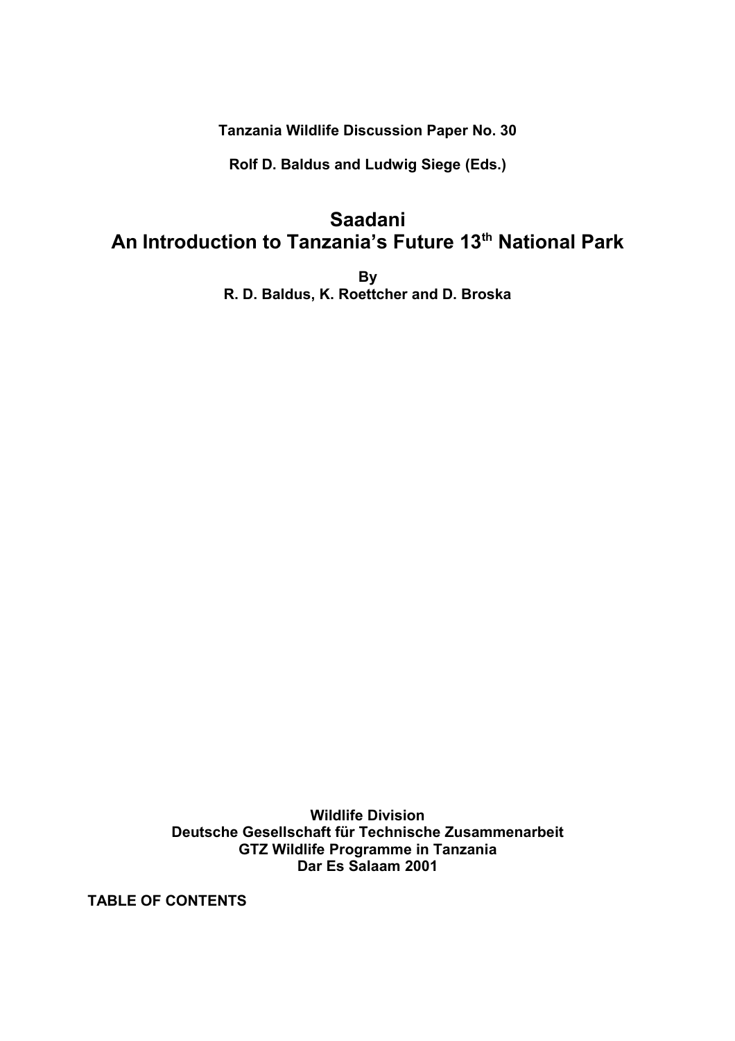**Tanzania Wildlife Discussion Paper No. 30**

**Rolf D. Baldus and Ludwig Siege (Eds.)**

# Saadani
# An Introduction to Tanzania's Future 13th National Park

**By**
**R. D. Baldus, K. Roettcher and D. Broska**

**Wildlife Division**
**Deutsche Gesellschaft für Technische Zusammenarbeit**
**GTZ Wildlife Programme in Tanzania**
**Dar Es Salaam 2001**

**TABLE OF CONTENTS**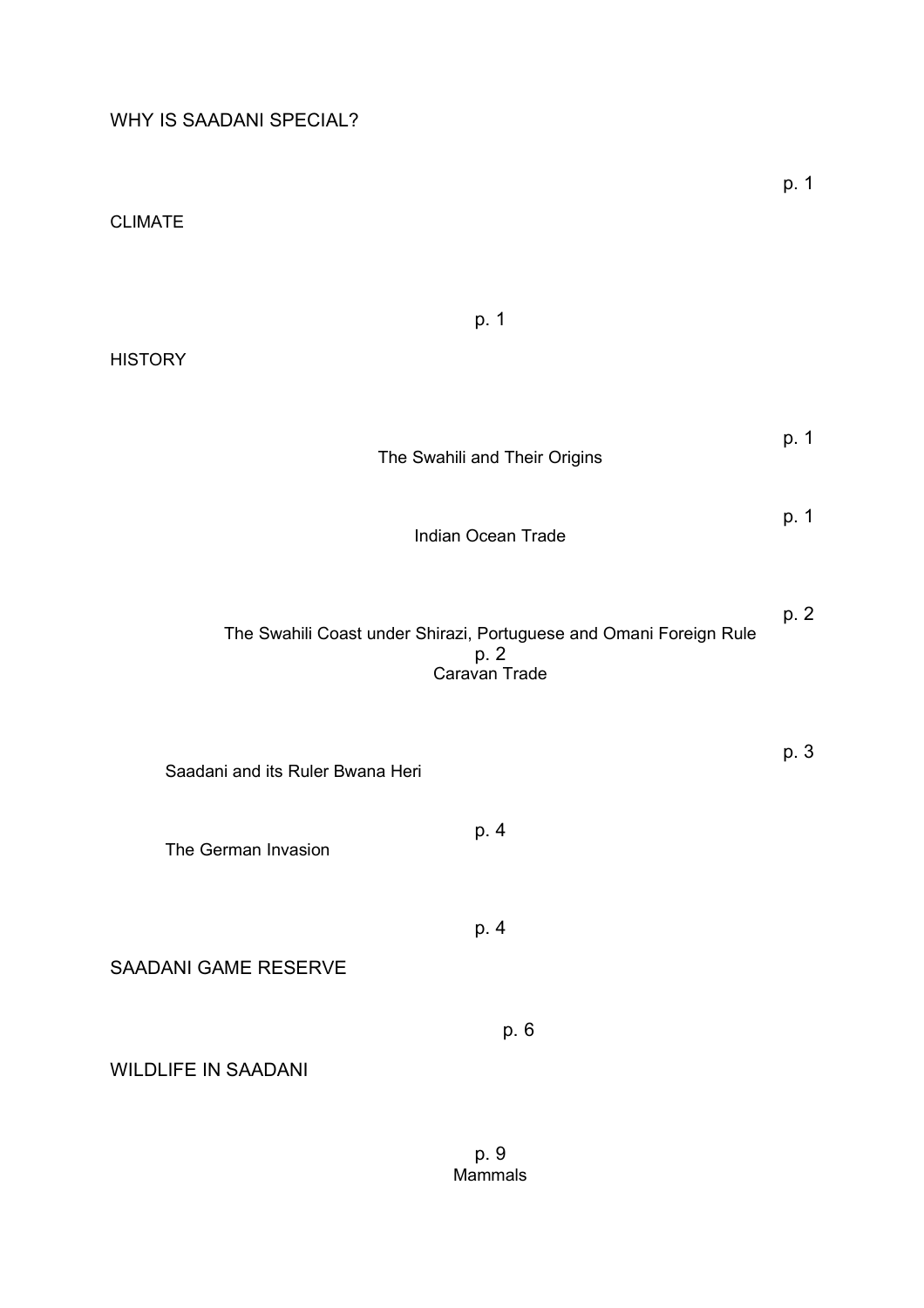WHY IS SADANI SPECIAL?

p. 1

CLIMATE

p. 1

HISTORY

p. 1

The Swahili and Their Origins

p. 1

Indian Ocean Trade

p. 2

The Swahili Coast under Shirazi, Portuguese and Omani Foreign Rule

p. 2

Caravan Trade

p. 3

Saadani and its Ruler Bwana Heri

p. 4

The German Invasion

p. 4

SAADANI GAME RESERVE

p. 6

WILDLIFE IN SAADANI

p. 9

Mammals

WHY IS SAADANI SPECIAL?

p. 1

CLIMATE

p. 1

HISTORY

p. 1

The Swahili and Their Origins

p. 1

Indian Ocean Trade

p. 2

The Swahili Coast under Shirazi, Portuguese and Omani Foreign Rule

p. 2

Caravan Trade

p. 3

Saadani and its Ruler Bwana Heri

p. 4

The German Invasion

p. 4

SAADANI GAME RESERVE

p. 6

WILDLIFE IN SAADANI

p. 9

Mammals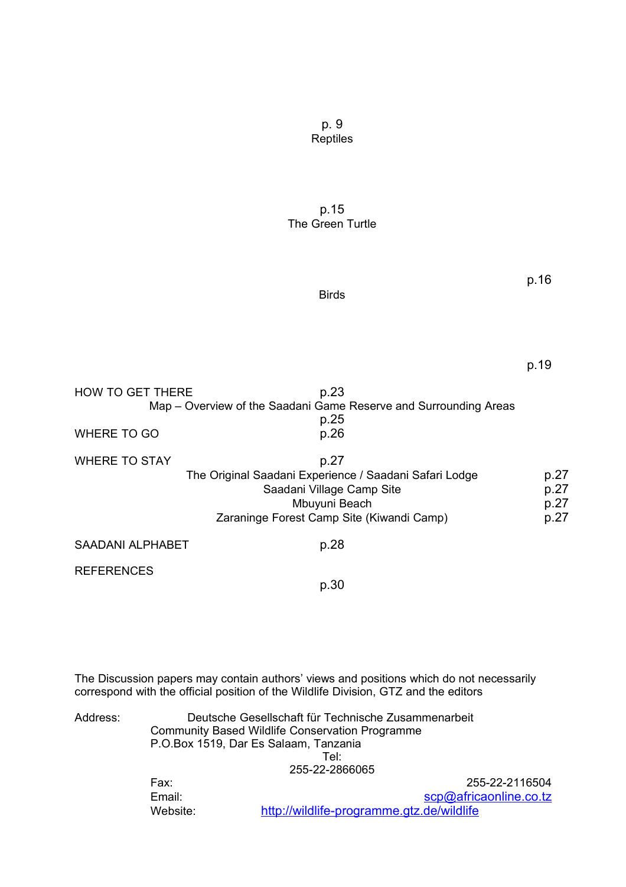p. 9
Reptiles

p.15
The Green Turtle

p.16
Birds

p.19

HOW TO GET THERE p.23

Map – Overview of the Saadani Game Reserve and Surrounding Areas p.25

WHERE TO GO p.26

WHERE TO STAY p.27

- The Original Saadani Experience / Saadani Safari Lodge p.27
- Saadani Village Camp Site p.27
- Mbuyuni Beach p.27
- Zaraninge Forest Camp Site (Kiwandi Camp) p.27

SAADANI ALPHABET p.28

REFERENCES p.30

The Discussion papers may contain authors' views and positions which do not necessarily correspond with the official position of the Wildlife Division, GTZ and the editors

Address: Deutsche Gesellschaft für Technische Zusammenarbeit
Community Based Wildlife Conservation Programme
P.O.Box 1519, Dar Es Salaam, Tanzania
Tel: 255-22-2866065
Fax: 255-22-2116504
Email: scp@africaonline.co.tz
Website: http://wildlife-programme.gtz.de/wildlife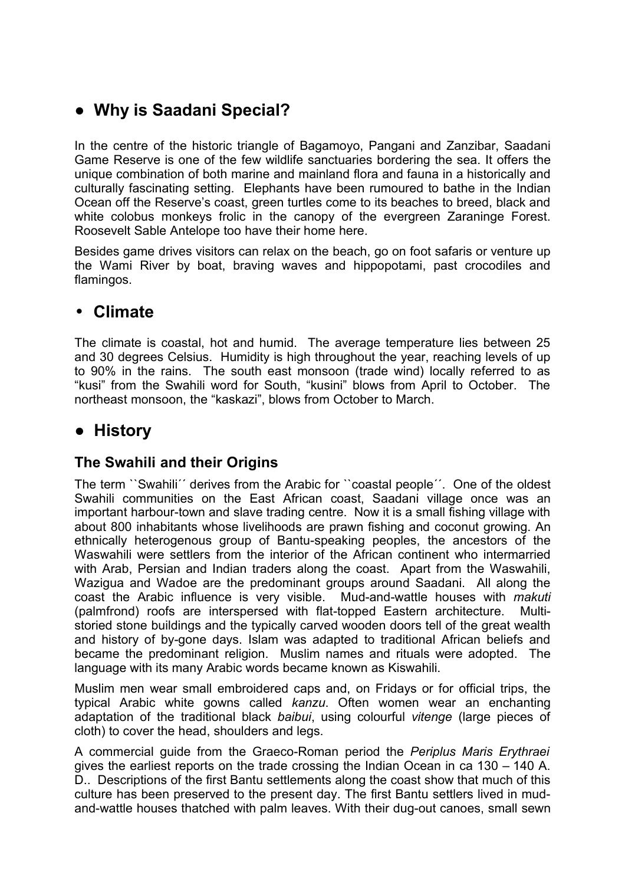## ● Why is Saadani Special?

In the centre of the historic triangle of Bagamoyo, Pangani and Zanzibar, Saadani Game Reserve is one of the few wildlife sanctuaries bordering the sea. It offers the unique combination of both marine and mainland flora and fauna in a historically and culturally fascinating setting. Elephants have been rumoured to bathe in the Indian Ocean off the Reserve's coast, green turtles come to its beaches to breed, black and white colobus monkeys frolic in the canopy of the evergreen Zaraninge Forest. Roosevelt Sable Antelope too have their home here.

Besides game drives visitors can relax on the beach, go on foot safaris or venture up the Wami River by boat, braving waves and hippopotami, past crocodiles and flamingos.

## • Climate

The climate is coastal, hot and humid. The average temperature lies between 25 and 30 degrees Celsius. Humidity is high throughout the year, reaching levels of up to 90% in the rains. The south east monsoon (trade wind) locally referred to as "kusi" from the Swahili word for South, "kusini" blows from April to October. The northeast monsoon, the "kaskazi", blows from October to March.

## ● History

### The Swahili and their Origins

The term ``Swahili´´ derives from the Arabic for ``coastal people´´. One of the oldest Swahili communities on the East African coast, Saadani village once was an important harbour-town and slave trading centre. Now it is a small fishing village with about 800 inhabitants whose livelihoods are prawn fishing and coconut growing. An ethnically heterogenous group of Bantu-speaking peoples, the ancestors of the Waswahili were settlers from the interior of the African continent who intermarried with Arab, Persian and Indian traders along the coast. Apart from the Waswahili, Wazigua and Wadoe are the predominant groups around Saadani. All along the coast the Arabic influence is very visible. Mud-and-wattle houses with *makuti* (palmfrond) roofs are interspersed with flat-topped Eastern architecture. Multi-storied stone buildings and the typically carved wooden doors tell of the great wealth and history of by-gone days. Islam was adapted to traditional African beliefs and became the predominant religion. Muslim names and rituals were adopted. The language with its many Arabic words became known as Kiswahili.

Muslim men wear small embroidered caps and, on Fridays or for official trips, the typical Arabic white gowns called *kanzu*. Often women wear an enchanting adaptation of the traditional black *baibui*, using colourful *vitenge* (large pieces of cloth) to cover the head, shoulders and legs.

A commercial guide from the Graeco-Roman period the *Periplus Maris Erythraei* gives the earliest reports on the trade crossing the Indian Ocean in ca 130 – 140 A. D.. Descriptions of the first Bantu settlements along the coast show that much of this culture has been preserved to the present day. The first Bantu settlers lived in mud-and-wattle houses thatched with palm leaves. With their dug-out canoes, small sewn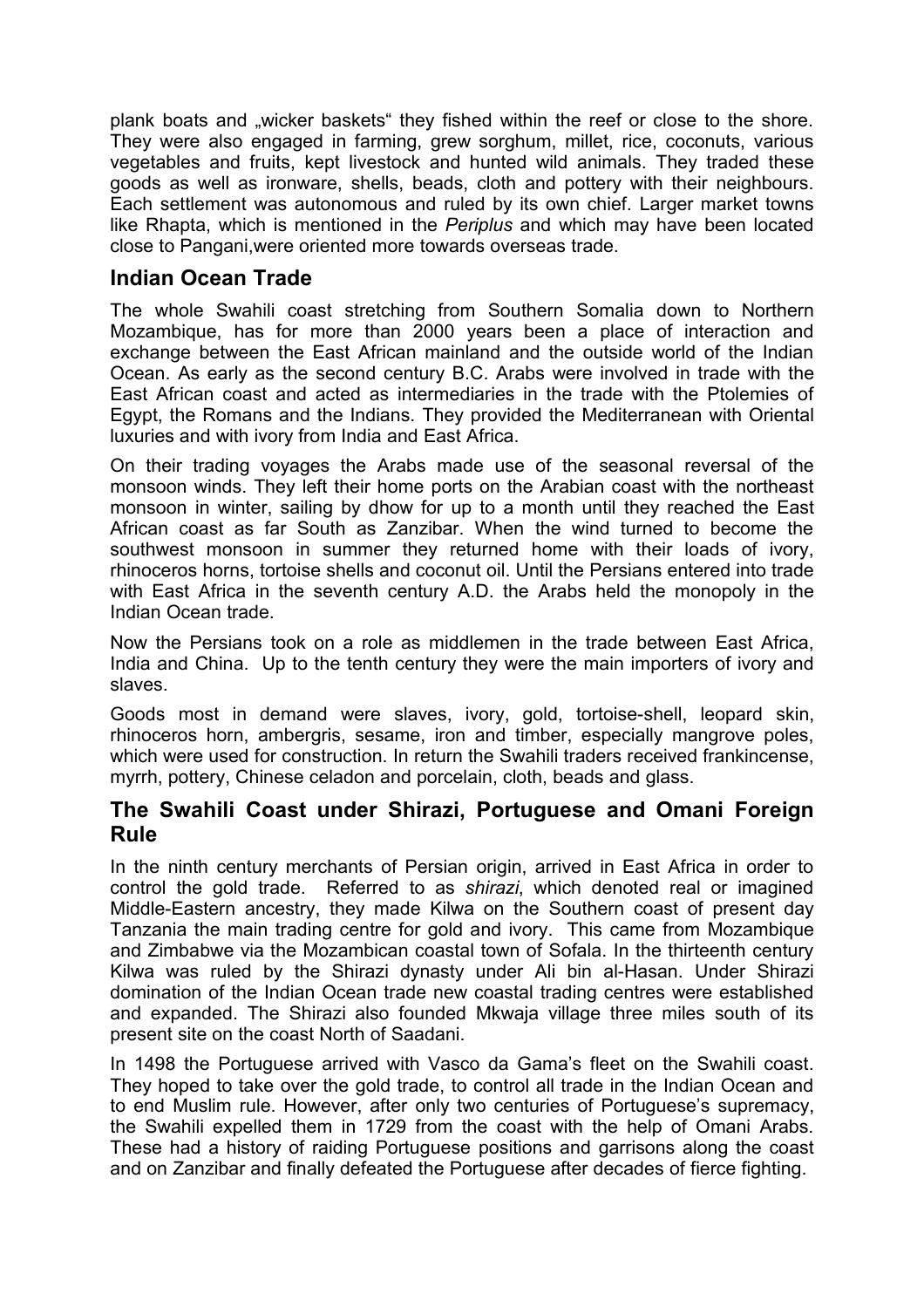plank boats and „wicker baskets“ they fished within the reef or close to the shore. They were also engaged in farming, grew sorghum, millet, rice, coconuts, various vegetables and fruits, kept livestock and hunted wild animals. They traded these goods as well as ironware, shells, beads, cloth and pottery with their neighbours. Each settlement was autonomous and ruled by its own chief. Larger market towns like Rhapta, which is mentioned in the *Periplus* and which may have been located close to Pangani,were oriented more towards overseas trade.

## Indian Ocean Trade

The whole Swahili coast stretching from Southern Somalia down to Northern Mozambique, has for more than 2000 years been a place of interaction and exchange between the East African mainland and the outside world of the Indian Ocean. As early as the second century B.C. Arabs were involved in trade with the East African coast and acted as intermediaries in the trade with the Ptolemies of Egypt, the Romans and the Indians. They provided the Mediterranean with Oriental luxuries and with ivory from India and East Africa.

On their trading voyages the Arabs made use of the seasonal reversal of the monsoon winds. They left their home ports on the Arabian coast with the northeast monsoon in winter, sailing by dhow for up to a month until they reached the East African coast as far South as Zanzibar. When the wind turned to become the southwest monsoon in summer they returned home with their loads of ivory, rhinoceros horns, tortoise shells and coconut oil. Until the Persians entered into trade with East Africa in the seventh century A.D. the Arabs held the monopoly in the Indian Ocean trade.

Now the Persians took on a role as middlemen in the trade between East Africa, India and China. Up to the tenth century they were the main importers of ivory and slaves.

Goods most in demand were slaves, ivory, gold, tortoise-shell, leopard skin, rhinoceros horn, ambergris, sesame, iron and timber, especially mangrove poles, which were used for construction. In return the Swahili traders received frankincense, myrrh, pottery, Chinese celadon and porcelain, cloth, beads and glass.

## The Swahili Coast under Shirazi, Portuguese and Omani Foreign Rule

In the ninth century merchants of Persian origin, arrived in East Africa in order to control the gold trade. Referred to as *shirazi*, which denoted real or imagined Middle-Eastern ancestry, they made Kilwa on the Southern coast of present day Tanzania the main trading centre for gold and ivory. This came from Mozambique and Zimbabwe via the Mozambican coastal town of Sofala. In the thirteenth century Kilwa was ruled by the Shirazi dynasty under Ali bin al-Hasan. Under Shirazi domination of the Indian Ocean trade new coastal trading centres were established and expanded. The Shirazi also founded Mkwaja village three miles south of its present site on the coast North of Saadani.

In 1498 the Portuguese arrived with Vasco da Gama’s fleet on the Swahili coast. They hoped to take over the gold trade, to control all trade in the Indian Ocean and to end Muslim rule. However, after only two centuries of Portuguese’s supremacy, the Swahili expelled them in 1729 from the coast with the help of Omani Arabs. These had a history of raiding Portuguese positions and garrisons along the coast and on Zanzibar and finally defeated the Portuguese after decades of fierce fighting.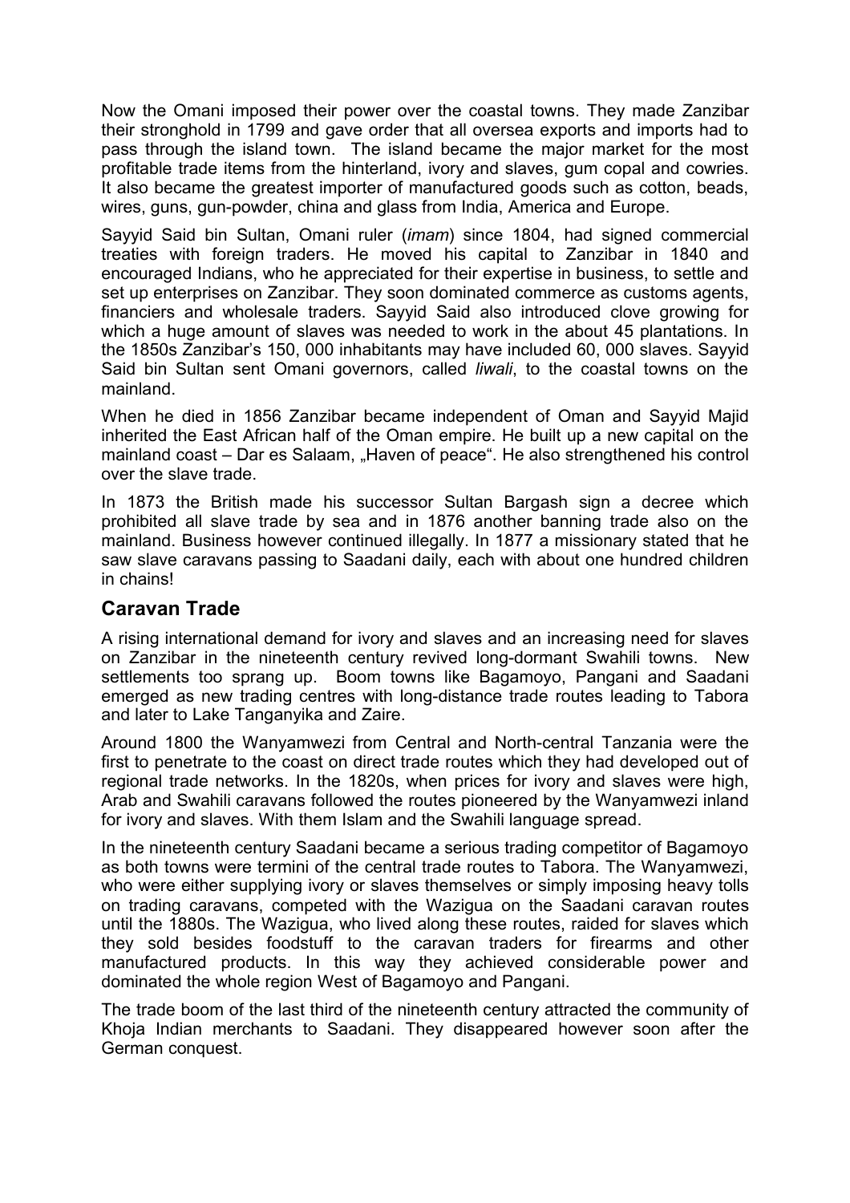Now the Omani imposed their power over the coastal towns. They made Zanzibar their stronghold in 1799 and gave order that all oversea exports and imports had to pass through the island town. The island became the major market for the most profitable trade items from the hinterland, ivory and slaves, gum copal and cowries. It also became the greatest importer of manufactured goods such as cotton, beads, wires, guns, gun-powder, china and glass from India, America and Europe.

Sayyid Said bin Sultan, Omani ruler (*imam*) since 1804, had signed commercial treaties with foreign traders. He moved his capital to Zanzibar in 1840 and encouraged Indians, who he appreciated for their expertise in business, to settle and set up enterprises on Zanzibar. They soon dominated commerce as customs agents, financiers and wholesale traders. Sayyid Said also introduced clove growing for which a huge amount of slaves was needed to work in the about 45 plantations. In the 1850s Zanzibar's 150, 000 inhabitants may have included 60, 000 slaves. Sayyid Said bin Sultan sent Omani governors, called *liwali*, to the coastal towns on the mainland.

When he died in 1856 Zanzibar became independent of Oman and Sayyid Majid inherited the East African half of the Oman empire. He built up a new capital on the mainland coast – Dar es Salaam, „Haven of peace". He also strengthened his control over the slave trade.

In 1873 the British made his successor Sultan Bargash sign a decree which prohibited all slave trade by sea and in 1876 another banning trade also on the mainland. Business however continued illegally. In 1877 a missionary stated that he saw slave caravans passing to Saadani daily, each with about one hundred children in chains!

## Caravan Trade

A rising international demand for ivory and slaves and an increasing need for slaves on Zanzibar in the nineteenth century revived long-dormant Swahili towns. New settlements too sprang up. Boom towns like Bagamoyo, Pangani and Saadani emerged as new trading centres with long-distance trade routes leading to Tabora and later to Lake Tanganyika and Zaire.

Around 1800 the Wanyamwezi from Central and North-central Tanzania were the first to penetrate to the coast on direct trade routes which they had developed out of regional trade networks. In the 1820s, when prices for ivory and slaves were high, Arab and Swahili caravans followed the routes pioneered by the Wanyamwezi inland for ivory and slaves. With them Islam and the Swahili language spread.

In the nineteenth century Saadani became a serious trading competitor of Bagamoyo as both towns were termini of the central trade routes to Tabora. The Wanyamwezi, who were either supplying ivory or slaves themselves or simply imposing heavy tolls on trading caravans, competed with the Wazigua on the Saadani caravan routes until the 1880s. The Wazigua, who lived along these routes, raided for slaves which they sold besides foodstuff to the caravan traders for firearms and other manufactured products. In this way they achieved considerable power and dominated the whole region West of Bagamoyo and Pangani.

The trade boom of the last third of the nineteenth century attracted the community of Khoja Indian merchants to Saadani. They disappeared however soon after the German conquest.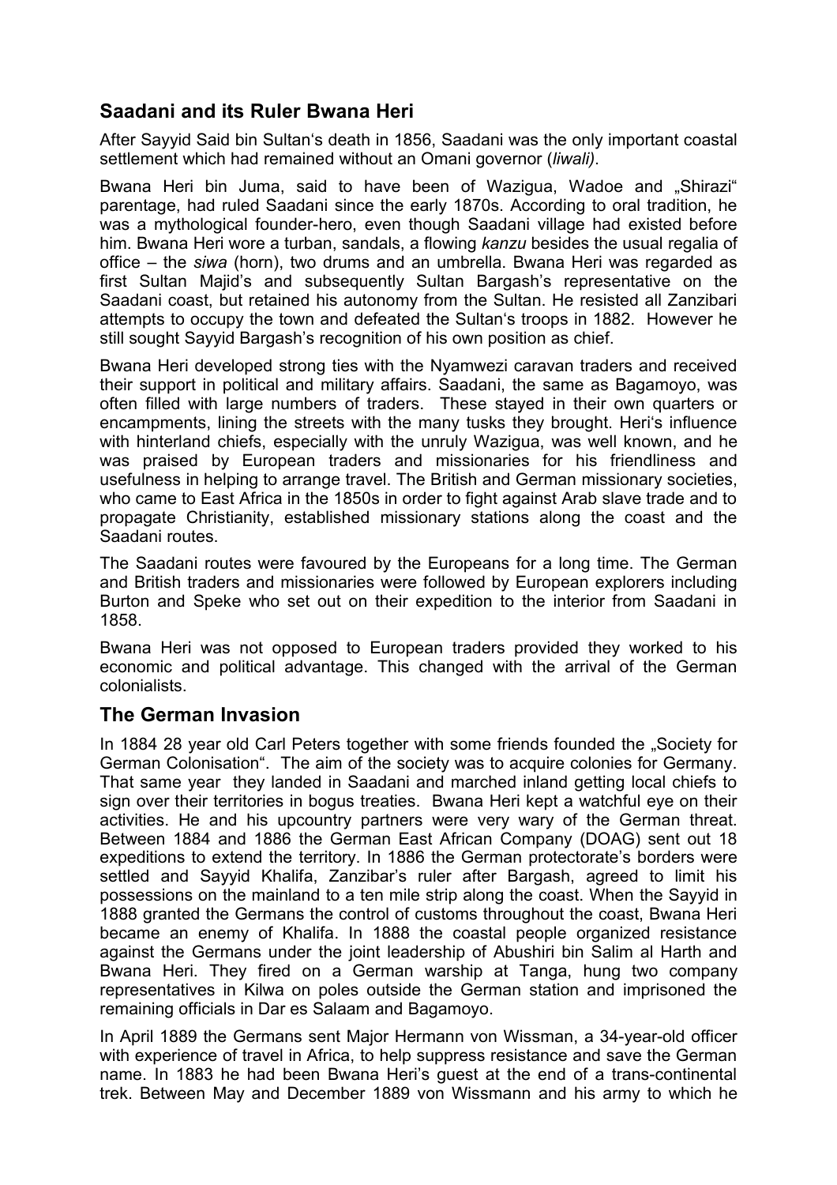## Saadani and its Ruler Bwana Heri

After Sayyid Said bin Sultan's death in 1856, Saadani was the only important coastal settlement which had remained without an Omani governor (*liwali)*.

Bwana Heri bin Juma, said to have been of Wazigua, Wadoe and „Shirazi" parentage, had ruled Saadani since the early 1870s. According to oral tradition, he was a mythological founder-hero, even though Saadani village had existed before him. Bwana Heri wore a turban, sandals, a flowing *kanzu* besides the usual regalia of office – the *siwa* (horn), two drums and an umbrella. Bwana Heri was regarded as first Sultan Majid's and subsequently Sultan Bargash's representative on the Saadani coast, but retained his autonomy from the Sultan. He resisted all Zanzibari attempts to occupy the town and defeated the Sultan's troops in 1882. However he still sought Sayyid Bargash's recognition of his own position as chief.

Bwana Heri developed strong ties with the Nyamwezi caravan traders and received their support in political and military affairs. Saadani, the same as Bagamoyo, was often filled with large numbers of traders. These stayed in their own quarters or encampments, lining the streets with the many tusks they brought. Heri's influence with hinterland chiefs, especially with the unruly Wazigua, was well known, and he was praised by European traders and missionaries for his friendliness and usefulness in helping to arrange travel. The British and German missionary societies, who came to East Africa in the 1850s in order to fight against Arab slave trade and to propagate Christianity, established missionary stations along the coast and the Saadani routes.

The Saadani routes were favoured by the Europeans for a long time. The German and British traders and missionaries were followed by European explorers including Burton and Speke who set out on their expedition to the interior from Saadani in 1858.

Bwana Heri was not opposed to European traders provided they worked to his economic and political advantage. This changed with the arrival of the German colonialists.

## The German Invasion

In 1884 28 year old Carl Peters together with some friends founded the „Society for German Colonisation". The aim of the society was to acquire colonies for Germany. That same year they landed in Saadani and marched inland getting local chiefs to sign over their territories in bogus treaties. Bwana Heri kept a watchful eye on their activities. He and his upcountry partners were very wary of the German threat. Between 1884 and 1886 the German East African Company (DOAG) sent out 18 expeditions to extend the territory. In 1886 the German protectorate's borders were settled and Sayyid Khalifa, Zanzibar's ruler after Bargash, agreed to limit his possessions on the mainland to a ten mile strip along the coast. When the Sayyid in 1888 granted the Germans the control of customs throughout the coast, Bwana Heri became an enemy of Khalifa. In 1888 the coastal people organized resistance against the Germans under the joint leadership of Abushiri bin Salim al Harth and Bwana Heri. They fired on a German warship at Tanga, hung two company representatives in Kilwa on poles outside the German station and imprisoned the remaining officials in Dar es Salaam and Bagamoyo.

In April 1889 the Germans sent Major Hermann von Wissman, a 34-year-old officer with experience of travel in Africa, to help suppress resistance and save the German name. In 1883 he had been Bwana Heri's guest at the end of a trans-continental trek. Between May and December 1889 von Wissmann and his army to which he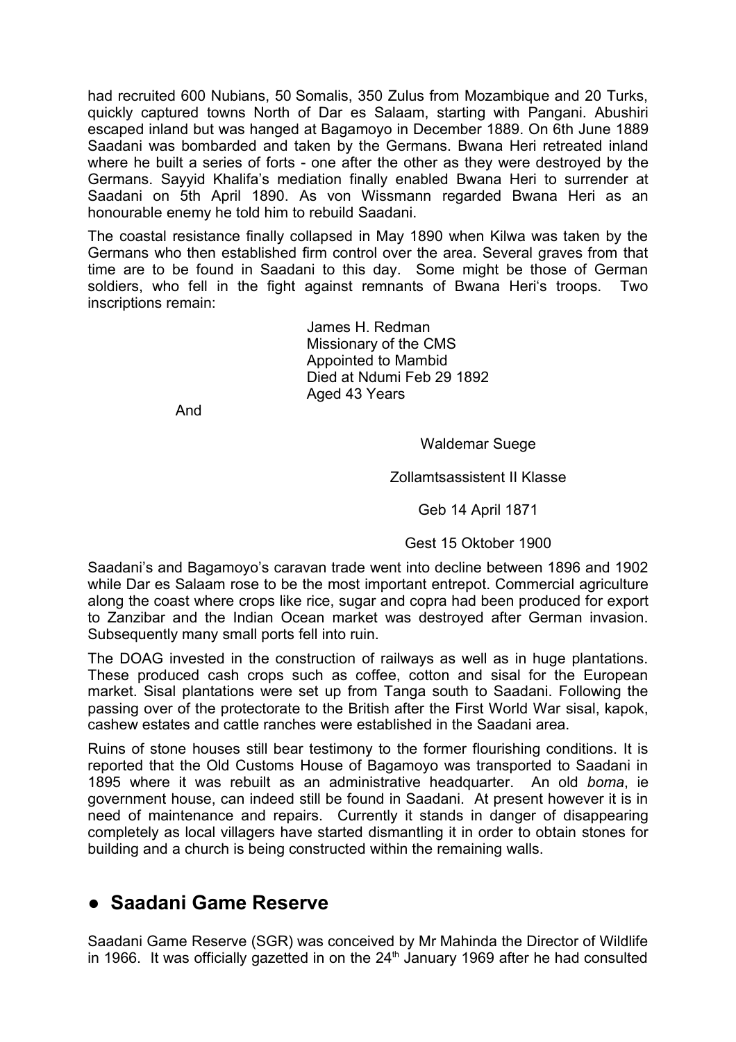had recruited 600 Nubians, 50 Somalis, 350 Zulus from Mozambique and 20 Turks, quickly captured towns North of Dar es Salaam, starting with Pangani. Abushiri escaped inland but was hanged at Bagamoyo in December 1889. On 6th June 1889 Saadani was bombarded and taken by the Germans. Bwana Heri retreated inland where he built a series of forts - one after the other as they were destroyed by the Germans. Sayyid Khalifa's mediation finally enabled Bwana Heri to surrender at Saadani on 5th April 1890. As von Wissmann regarded Bwana Heri as an honourable enemy he told him to rebuild Saadani.

The coastal resistance finally collapsed in May 1890 when Kilwa was taken by the Germans who then established firm control over the area. Several graves from that time are to be found in Saadani to this day. Some might be those of German soldiers, who fell in the fight against remnants of Bwana Heri's troops. Two inscriptions remain:

James H. Redman
Missionary of the CMS
Appointed to Mambid
Died at Ndumi Feb 29 1892
Aged 43 Years

And

Waldemar Suege

Zollamtsassistent II Klasse

Geb 14 April 1871

Gest 15 Oktober 1900

Saadani's and Bagamoyo's caravan trade went into decline between 1896 and 1902 while Dar es Salaam rose to be the most important entrepot. Commercial agriculture along the coast where crops like rice, sugar and copra had been produced for export to Zanzibar and the Indian Ocean market was destroyed after German invasion. Subsequently many small ports fell into ruin.

The DOAG invested in the construction of railways as well as in huge plantations. These produced cash crops such as coffee, cotton and sisal for the European market. Sisal plantations were set up from Tanga south to Saadani. Following the passing over of the protectorate to the British after the First World War sisal, kapok, cashew estates and cattle ranches were established in the Saadani area.

Ruins of stone houses still bear testimony to the former flourishing conditions. It is reported that the Old Customs House of Bagamoyo was transported to Saadani in 1895 where it was rebuilt as an administrative headquarter. An old *boma*, ie government house, can indeed still be found in Saadani. At present however it is in need of maintenance and repairs. Currently it stands in danger of disappearing completely as local villagers have started dismantling it in order to obtain stones for building and a church is being constructed within the remaining walls.

## ● Saadani Game Reserve

Saadani Game Reserve (SGR) was conceived by Mr Mahinda the Director of Wildlife in 1966. It was officially gazetted in on the 24th January 1969 after he had consulted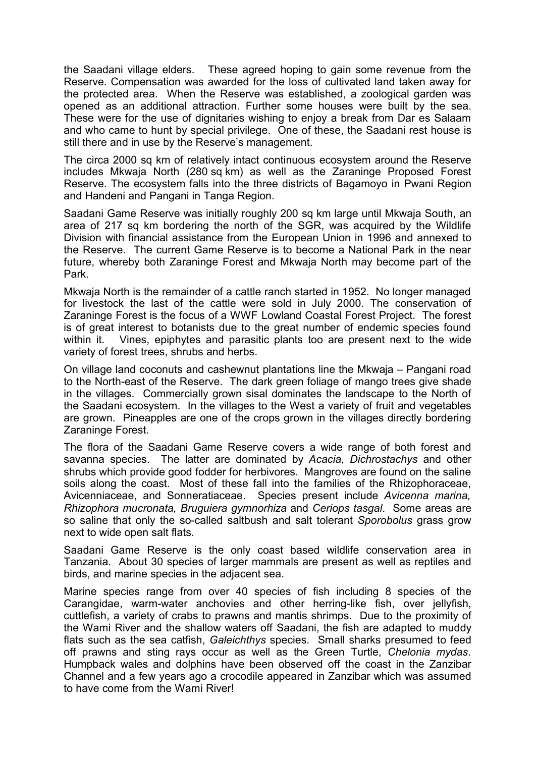the Saadani village elders. These agreed hoping to gain some revenue from the Reserve. Compensation was awarded for the loss of cultivated land taken away for the protected area. When the Reserve was established, a zoological garden was opened as an additional attraction. Further some houses were built by the sea. These were for the use of dignitaries wishing to enjoy a break from Dar es Salaam and who came to hunt by special privilege. One of these, the Saadani rest house is still there and in use by the Reserve's management.

The circa 2000 sq km of relatively intact continuous ecosystem around the Reserve includes Mkwaja North (280 sq km) as well as the Zaraninge Proposed Forest Reserve. The ecosystem falls into the three districts of Bagamoyo in Pwani Region and Handeni and Pangani in Tanga Region.

Saadani Game Reserve was initially roughly 200 sq km large until Mkwaja South, an area of 217 sq km bordering the north of the SGR, was acquired by the Wildlife Division with financial assistance from the European Union in 1996 and annexed to the Reserve. The current Game Reserve is to become a National Park in the near future, whereby both Zaraninge Forest and Mkwaja North may become part of the Park.

Mkwaja North is the remainder of a cattle ranch started in 1952. No longer managed for livestock the last of the cattle were sold in July 2000. The conservation of Zaraninge Forest is the focus of a WWF Lowland Coastal Forest Project. The forest is of great interest to botanists due to the great number of endemic species found within it. Vines, epiphytes and parasitic plants too are present next to the wide variety of forest trees, shrubs and herbs.

On village land coconuts and cashewnut plantations line the Mkwaja – Pangani road to the North-east of the Reserve. The dark green foliage of mango trees give shade in the villages. Commercially grown sisal dominates the landscape to the North of the Saadani ecosystem. In the villages to the West a variety of fruit and vegetables are grown. Pineapples are one of the crops grown in the villages directly bordering Zaraninge Forest.

The flora of the Saadani Game Reserve covers a wide range of both forest and savanna species. The latter are dominated by *Acacia*, *Dichrostachys* and other shrubs which provide good fodder for herbivores. Mangroves are found on the saline soils along the coast. Most of these fall into the families of the Rhizophoraceae, Avicenniaceae, and Sonneratiaceae. Species present include *Avicenna marina, Rhizophora mucronata, Bruguiera gymnorhiza* and *Ceriops tasgal*. Some areas are so saline that only the so-called saltbush and salt tolerant *Sporobolus* grass grow next to wide open salt flats.

Saadani Game Reserve is the only coast based wildlife conservation area in Tanzania. About 30 species of larger mammals are present as well as reptiles and birds, and marine species in the adjacent sea.

Marine species range from over 40 species of fish including 8 species of the Carangidae, warm-water anchovies and other herring-like fish, over jellyfish, cuttlefish, a variety of crabs to prawns and mantis shrimps. Due to the proximity of the Wami River and the shallow waters off Saadani, the fish are adapted to muddy flats such as the sea catfish, *Galeichthys* species. Small sharks presumed to feed off prawns and sting rays occur as well as the Green Turtle, *Chelonia mydas*. Humpback wales and dolphins have been observed off the coast in the Zanzibar Channel and a few years ago a crocodile appeared in Zanzibar which was assumed to have come from the Wami River!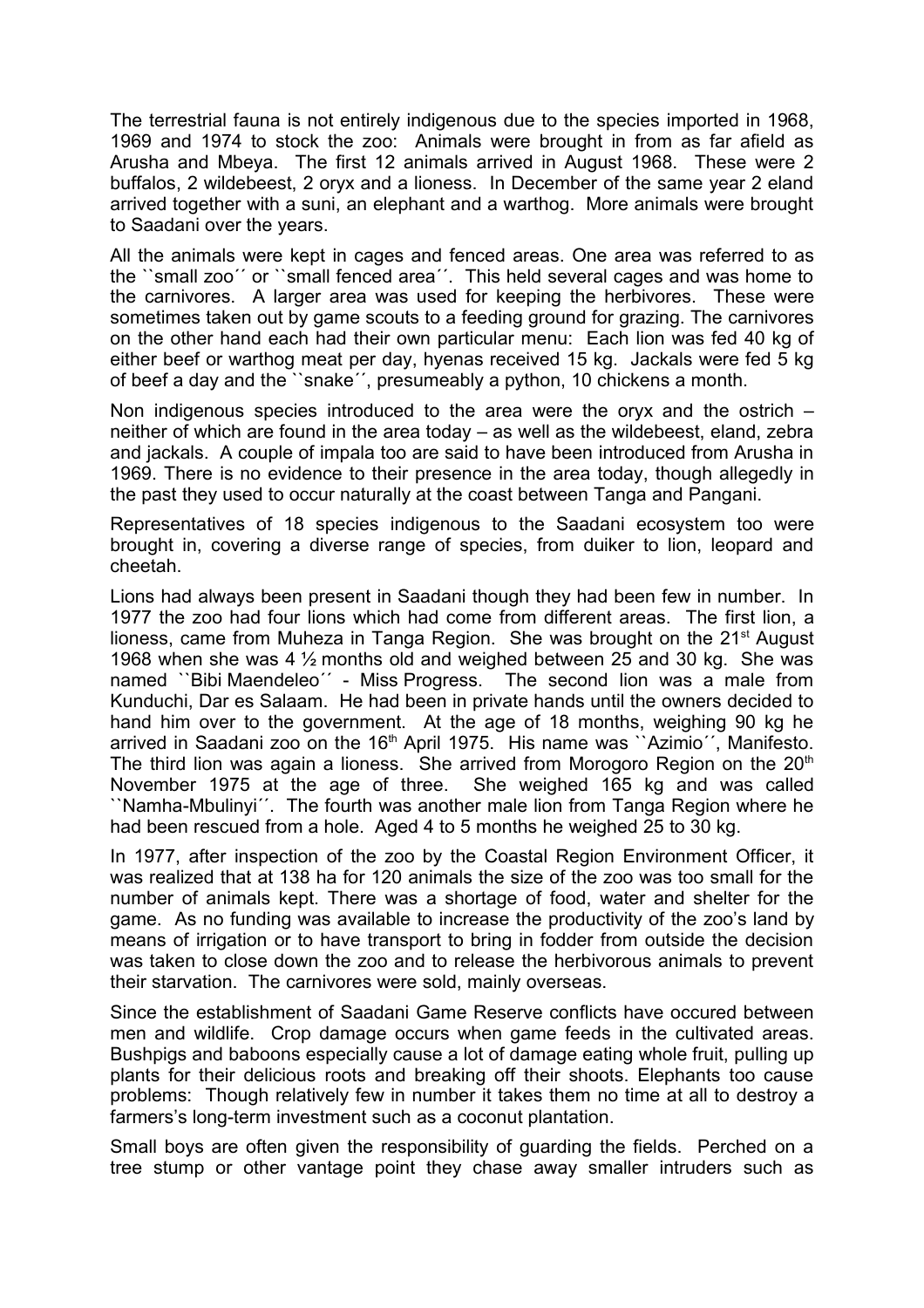The terrestrial fauna is not entirely indigenous due to the species imported in 1968, 1969 and 1974 to stock the zoo: Animals were brought in from as far afield as Arusha and Mbeya. The first 12 animals arrived in August 1968. These were 2 buffalos, 2 wildebeest, 2 oryx and a lioness. In December of the same year 2 eland arrived together with a suni, an elephant and a warthog. More animals were brought to Saadani over the years.

All the animals were kept in cages and fenced areas. One area was referred to as the ``small zoo´´ or ``small fenced area´´. This held several cages and was home to the carnivores. A larger area was used for keeping the herbivores. These were sometimes taken out by game scouts to a feeding ground for grazing. The carnivores on the other hand each had their own particular menu: Each lion was fed 40 kg of either beef or warthog meat per day, hyenas received 15 kg. Jackals were fed 5 kg of beef a day and the ``snake´´, presumeably a python, 10 chickens a month.

Non indigenous species introduced to the area were the oryx and the ostrich – neither of which are found in the area today – as well as the wildebeest, eland, zebra and jackals. A couple of impala too are said to have been introduced from Arusha in 1969. There is no evidence to their presence in the area today, though allegedly in the past they used to occur naturally at the coast between Tanga and Pangani.

Representatives of 18 species indigenous to the Saadani ecosystem too were brought in, covering a diverse range of species, from duiker to lion, leopard and cheetah.

Lions had always been present in Saadani though they had been few in number. In 1977 the zoo had four lions which had come from different areas. The first lion, a lioness, came from Muheza in Tanga Region. She was brought on the 21st August 1968 when she was 4 ½ months old and weighed between 25 and 30 kg. She was named ``Bibi Maendeleo´´ - Miss Progress. The second lion was a male from Kunduchi, Dar es Salaam. He had been in private hands until the owners decided to hand him over to the government. At the age of 18 months, weighing 90 kg he arrived in Saadani zoo on the 16th April 1975. His name was ``Azimio´´, Manifesto. The third lion was again a lioness. She arrived from Morogoro Region on the 20th November 1975 at the age of three. She weighed 165 kg and was called ``Namha-Mbulinyi´´. The fourth was another male lion from Tanga Region where he had been rescued from a hole. Aged 4 to 5 months he weighed 25 to 30 kg.

In 1977, after inspection of the zoo by the Coastal Region Environment Officer, it was realized that at 138 ha for 120 animals the size of the zoo was too small for the number of animals kept. There was a shortage of food, water and shelter for the game. As no funding was available to increase the productivity of the zoo's land by means of irrigation or to have transport to bring in fodder from outside the decision was taken to close down the zoo and to release the herbivorous animals to prevent their starvation. The carnivores were sold, mainly overseas.

Since the establishment of Saadani Game Reserve conflicts have occured between men and wildlife. Crop damage occurs when game feeds in the cultivated areas. Bushpigs and baboons especially cause a lot of damage eating whole fruit, pulling up plants for their delicious roots and breaking off their shoots. Elephants too cause problems: Though relatively few in number it takes them no time at all to destroy a farmers's long-term investment such as a coconut plantation.

Small boys are often given the responsibility of guarding the fields. Perched on a tree stump or other vantage point they chase away smaller intruders such as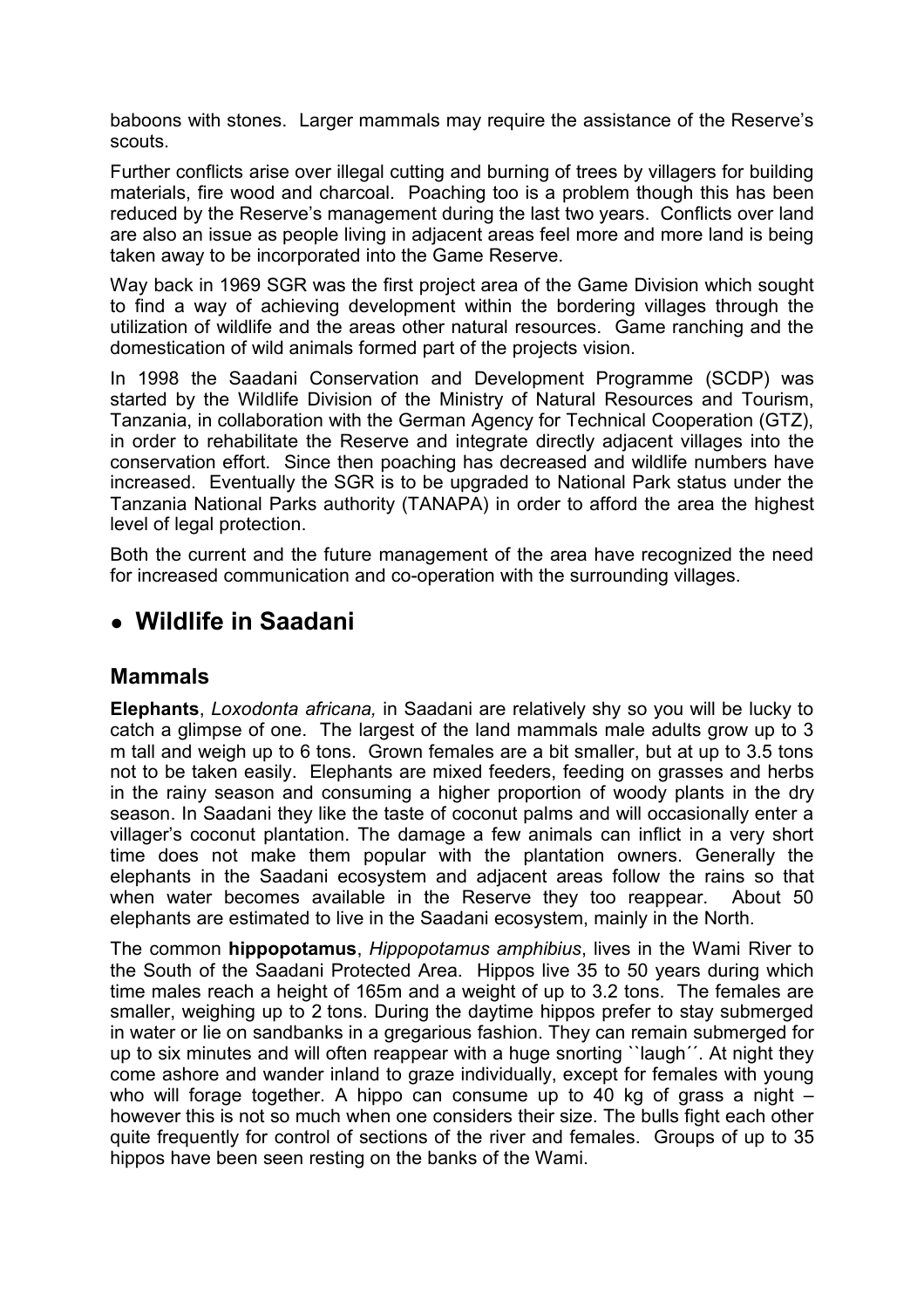baboons with stones. Larger mammals may require the assistance of the Reserve's scouts.

Further conflicts arise over illegal cutting and burning of trees by villagers for building materials, fire wood and charcoal. Poaching too is a problem though this has been reduced by the Reserve's management during the last two years. Conflicts over land are also an issue as people living in adjacent areas feel more and more land is being taken away to be incorporated into the Game Reserve.

Way back in 1969 SGR was the first project area of the Game Division which sought to find a way of achieving development within the bordering villages through the utilization of wildlife and the areas other natural resources. Game ranching and the domestication of wild animals formed part of the projects vision.

In 1998 the Saadani Conservation and Development Programme (SCDP) was started by the Wildlife Division of the Ministry of Natural Resources and Tourism, Tanzania, in collaboration with the German Agency for Technical Cooperation (GTZ), in order to rehabilitate the Reserve and integrate directly adjacent villages into the conservation effort. Since then poaching has decreased and wildlife numbers have increased. Eventually the SGR is to be upgraded to National Park status under the Tanzania National Parks authority (TANAPA) in order to afford the area the highest level of legal protection.

Both the current and the future management of the area have recognized the need for increased communication and co-operation with the surrounding villages.

# • Wildlife in Saadani

## Mammals

**Elephants**, *Loxodonta africana,* in Saadani are relatively shy so you will be lucky to catch a glimpse of one. The largest of the land mammals male adults grow up to 3 m tall and weigh up to 6 tons. Grown females are a bit smaller, but at up to 3.5 tons not to be taken easily. Elephants are mixed feeders, feeding on grasses and herbs in the rainy season and consuming a higher proportion of woody plants in the dry season. In Saadani they like the taste of coconut palms and will occasionally enter a villager's coconut plantation. The damage a few animals can inflict in a very short time does not make them popular with the plantation owners. Generally the elephants in the Saadani ecosystem and adjacent areas follow the rains so that when water becomes available in the Reserve they too reappear. About 50 elephants are estimated to live in the Saadani ecosystem, mainly in the North.

The common **hippopotamus**, *Hippopotamus amphibius*, lives in the Wami River to the South of the Saadani Protected Area. Hippos live 35 to 50 years during which time males reach a height of 165m and a weight of up to 3.2 tons. The females are smaller, weighing up to 2 tons. During the daytime hippos prefer to stay submerged in water or lie on sandbanks in a gregarious fashion. They can remain submerged for up to six minutes and will often reappear with a huge snorting ``laugh´´. At night they come ashore and wander inland to graze individually, except for females with young who will forage together. A hippo can consume up to 40 kg of grass a night – however this is not so much when one considers their size. The bulls fight each other quite frequently for control of sections of the river and females. Groups of up to 35 hippos have been seen resting on the banks of the Wami.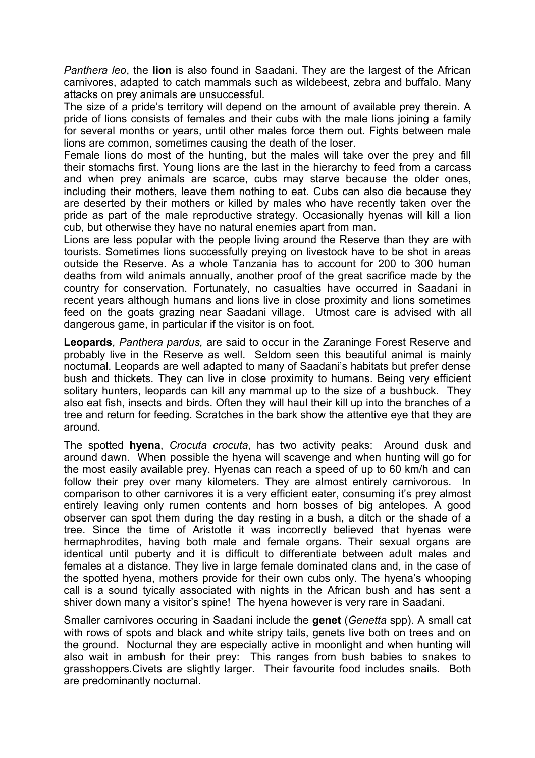*Panthera leo*, the **lion** is also found in Saadani. They are the largest of the African carnivores, adapted to catch mammals such as wildebeest, zebra and buffalo. Many attacks on prey animals are unsuccessful.

The size of a pride's territory will depend on the amount of available prey therein. A pride of lions consists of females and their cubs with the male lions joining a family for several months or years, until other males force them out. Fights between male lions are common, sometimes causing the death of the loser.

Female lions do most of the hunting, but the males will take over the prey and fill their stomachs first. Young lions are the last in the hierarchy to feed from a carcass and when prey animals are scarce, cubs may starve because the older ones, including their mothers, leave them nothing to eat. Cubs can also die because they are deserted by their mothers or killed by males who have recently taken over the pride as part of the male reproductive strategy. Occasionally hyenas will kill a lion cub, but otherwise they have no natural enemies apart from man.

Lions are less popular with the people living around the Reserve than they are with tourists. Sometimes lions successfully preying on livestock have to be shot in areas outside the Reserve. As a whole Tanzania has to account for 200 to 300 human deaths from wild animals annually, another proof of the great sacrifice made by the country for conservation. Fortunately, no casualties have occurred in Saadani in recent years although humans and lions live in close proximity and lions sometimes feed on the goats grazing near Saadani village. Utmost care is advised with all dangerous game, in particular if the visitor is on foot.

**Leopards***, Panthera pardus,* are said to occur in the Zaraninge Forest Reserve and probably live in the Reserve as well. Seldom seen this beautiful animal is mainly nocturnal. Leopards are well adapted to many of Saadani's habitats but prefer dense bush and thickets. They can live in close proximity to humans. Being very efficient solitary hunters, leopards can kill any mammal up to the size of a bushbuck. They also eat fish, insects and birds. Often they will haul their kill up into the branches of a tree and return for feeding. Scratches in the bark show the attentive eye that they are around.

The spotted **hyena**, *Crocuta crocuta*, has two activity peaks: Around dusk and around dawn. When possible the hyena will scavenge and when hunting will go for the most easily available prey. Hyenas can reach a speed of up to 60 km/h and can follow their prey over many kilometers. They are almost entirely carnivorous. In comparison to other carnivores it is a very efficient eater, consuming it's prey almost entirely leaving only rumen contents and horn bosses of big antelopes. A good observer can spot them during the day resting in a bush, a ditch or the shade of a tree. Since the time of Aristotle it was incorrectly believed that hyenas were hermaphrodites, having both male and female organs. Their sexual organs are identical until puberty and it is difficult to differentiate between adult males and females at a distance. They live in large female dominated clans and, in the case of the spotted hyena, mothers provide for their own cubs only. The hyena's whooping call is a sound tyically associated with nights in the African bush and has sent a shiver down many a visitor's spine! The hyena however is very rare in Saadani.

Smaller carnivores occuring in Saadani include the **genet** (*Genetta* spp). A small cat with rows of spots and black and white stripy tails, genets live both on trees and on the ground. Nocturnal they are especially active in moonlight and when hunting will also wait in ambush for their prey: This ranges from bush babies to snakes to grasshoppers.Civets are slightly larger. Their favourite food includes snails. Both are predominantly nocturnal.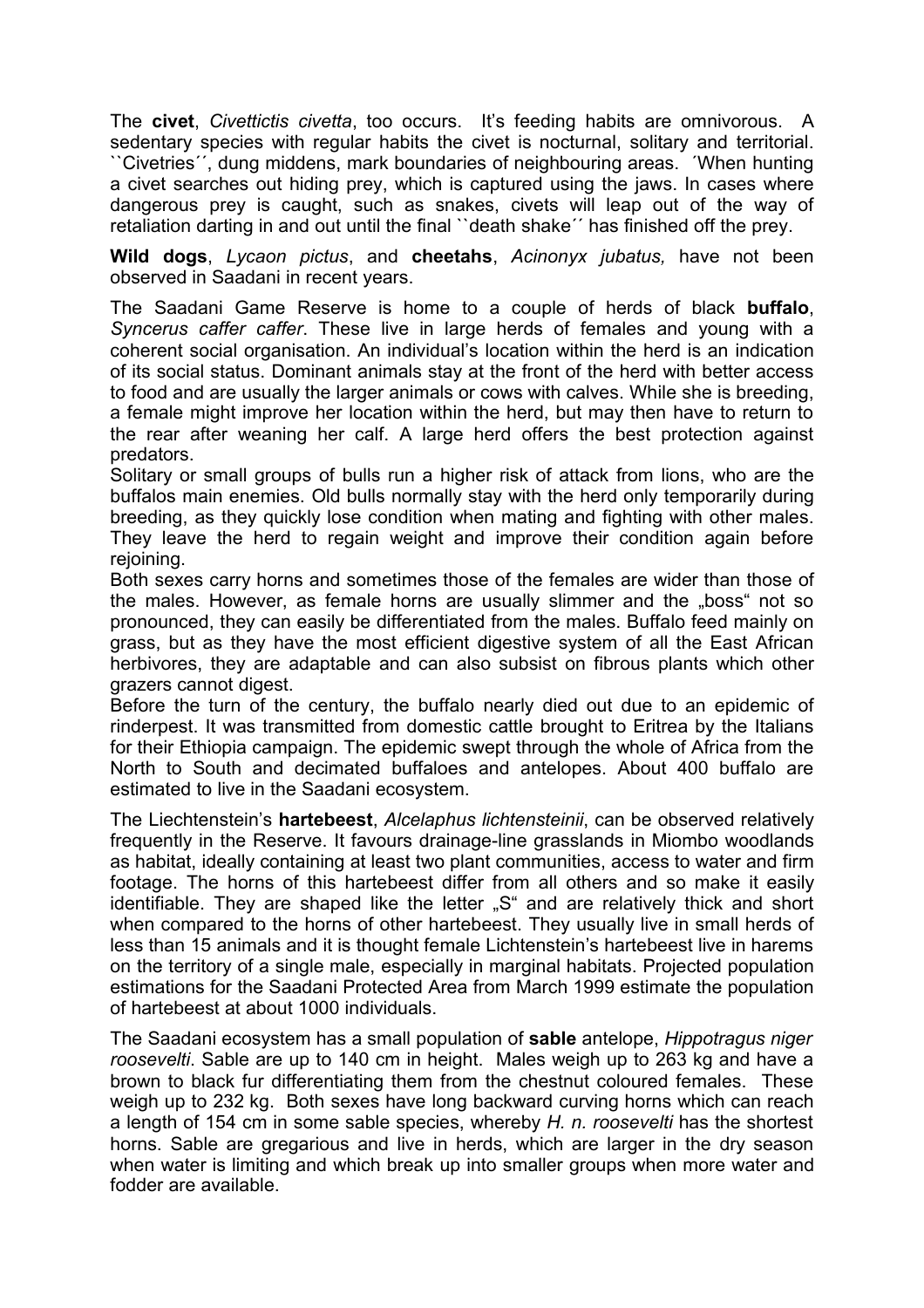The **civet**, *Civettictis civetta*, too occurs. It's feeding habits are omnivorous. A sedentary species with regular habits the civet is nocturnal, solitary and territorial. ``Civetries´´, dung middens, mark boundaries of neighbouring areas. ´When hunting a civet searches out hiding prey, which is captured using the jaws. In cases where dangerous prey is caught, such as snakes, civets will leap out of the way of retaliation darting in and out until the final ``death shake´´ has finished off the prey.

**Wild dogs**, *Lycaon pictus*, and **cheetahs**, *Acinonyx jubatus,* have not been observed in Saadani in recent years.

The Saadani Game Reserve is home to a couple of herds of black **buffalo**, *Syncerus caffer caffer*. These live in large herds of females and young with a coherent social organisation. An individual's location within the herd is an indication of its social status. Dominant animals stay at the front of the herd with better access to food and are usually the larger animals or cows with calves. While she is breeding, a female might improve her location within the herd, but may then have to return to the rear after weaning her calf. A large herd offers the best protection against predators.

Solitary or small groups of bulls run a higher risk of attack from lions, who are the buffalos main enemies. Old bulls normally stay with the herd only temporarily during breeding, as they quickly lose condition when mating and fighting with other males. They leave the herd to regain weight and improve their condition again before rejoining.

Both sexes carry horns and sometimes those of the females are wider than those of the males. However, as female horns are usually slimmer and the „boss" not so pronounced, they can easily be differentiated from the males. Buffalo feed mainly on grass, but as they have the most efficient digestive system of all the East African herbivores, they are adaptable and can also subsist on fibrous plants which other grazers cannot digest.

Before the turn of the century, the buffalo nearly died out due to an epidemic of rinderpest. It was transmitted from domestic cattle brought to Eritrea by the Italians for their Ethiopia campaign. The epidemic swept through the whole of Africa from the North to South and decimated buffaloes and antelopes. About 400 buffalo are estimated to live in the Saadani ecosystem.

The Liechtenstein's **hartebeest**, *Alcelaphus lichtensteinii*, can be observed relatively frequently in the Reserve. It favours drainage-line grasslands in Miombo woodlands as habitat, ideally containing at least two plant communities, access to water and firm footage. The horns of this hartebeest differ from all others and so make it easily identifiable. They are shaped like the letter „S" and are relatively thick and short when compared to the horns of other hartebeest. They usually live in small herds of less than 15 animals and it is thought female Lichtenstein's hartebeest live in harems on the territory of a single male, especially in marginal habitats. Projected population estimations for the Saadani Protected Area from March 1999 estimate the population of hartebeest at about 1000 individuals.

The Saadani ecosystem has a small population of **sable** antelope, *Hippotragus niger roosevelti*. Sable are up to 140 cm in height. Males weigh up to 263 kg and have a brown to black fur differentiating them from the chestnut coloured females. These weigh up to 232 kg. Both sexes have long backward curving horns which can reach a length of 154 cm in some sable species, whereby *H. n. roosevelti* has the shortest horns. Sable are gregarious and live in herds, which are larger in the dry season when water is limiting and which break up into smaller groups when more water and fodder are available.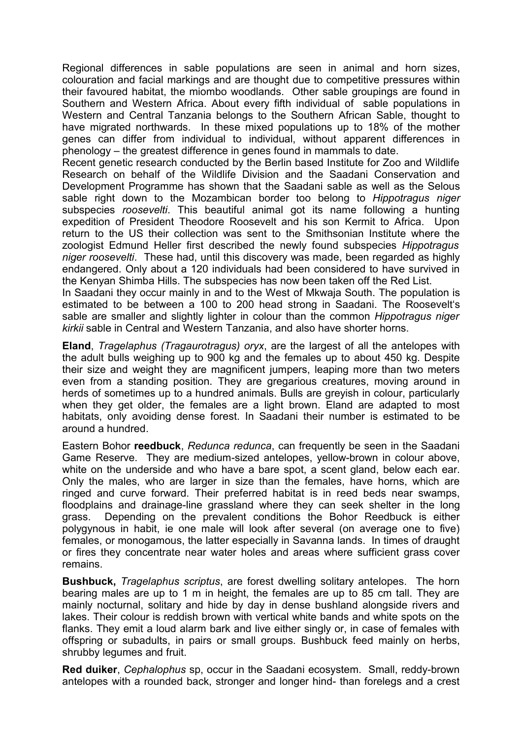Regional differences in sable populations are seen in animal and horn sizes, colouration and facial markings and are thought due to competitive pressures within their favoured habitat, the miombo woodlands. Other sable groupings are found in Southern and Western Africa. About every fifth individual of sable populations in Western and Central Tanzania belongs to the Southern African Sable, thought to have migrated northwards. In these mixed populations up to 18% of the mother genes can differ from individual to individual, without apparent differences in phenology – the greatest difference in genes found in mammals to date.

Recent genetic research conducted by the Berlin based Institute for Zoo and Wildlife Research on behalf of the Wildlife Division and the Saadani Conservation and Development Programme has shown that the Saadani sable as well as the Selous sable right down to the Mozambican border too belong to *Hippotragus niger* subspecies *roosevelti*. This beautiful animal got its name following a hunting expedition of President Theodore Roosevelt and his son Kermit to Africa. Upon return to the US their collection was sent to the Smithsonian Institute where the zoologist Edmund Heller first described the newly found subspecies *Hippotragus niger roosevelti*. These had, until this discovery was made, been regarded as highly endangered. Only about a 120 individuals had been considered to have survived in the Kenyan Shimba Hills. The subspecies has now been taken off the Red List.

In Saadani they occur mainly in and to the West of Mkwaja South. The population is estimated to be between a 100 to 200 head strong in Saadani. The Roosevelt's sable are smaller and slightly lighter in colour than the common *Hippotragus niger kirkii* sable in Central and Western Tanzania, and also have shorter horns.

**Eland**, *Tragelaphus (Tragaurotragus) oryx*, are the largest of all the antelopes with the adult bulls weighing up to 900 kg and the females up to about 450 kg. Despite their size and weight they are magnificent jumpers, leaping more than two meters even from a standing position. They are gregarious creatures, moving around in herds of sometimes up to a hundred animals. Bulls are greyish in colour, particularly when they get older, the females are a light brown. Eland are adapted to most habitats, only avoiding dense forest. In Saadani their number is estimated to be around a hundred.

Eastern Bohor **reedbuck**, *Redunca redunca*, can frequently be seen in the Saadani Game Reserve. They are medium-sized antelopes, yellow-brown in colour above, white on the underside and who have a bare spot, a scent gland, below each ear. Only the males, who are larger in size than the females, have horns, which are ringed and curve forward. Their preferred habitat is in reed beds near swamps, floodplains and drainage-line grassland where they can seek shelter in the long grass. Depending on the prevalent conditions the Bohor Reedbuck is either polygynous in habit, ie one male will look after several (on average one to five) females, or monogamous, the latter especially in Savanna lands. In times of draught or fires they concentrate near water holes and areas where sufficient grass cover remains.

**Bushbuck,** *Tragelaphus scriptus*, are forest dwelling solitary antelopes. The horn bearing males are up to 1 m in height, the females are up to 85 cm tall. They are mainly nocturnal, solitary and hide by day in dense bushland alongside rivers and lakes. Their colour is reddish brown with vertical white bands and white spots on the flanks. They emit a loud alarm bark and live either singly or, in case of females with offspring or subadults, in pairs or small groups. Bushbuck feed mainly on herbs, shrubby legumes and fruit.

**Red duiker**, *Cephalophus* sp, occur in the Saadani ecosystem. Small, reddy-brown antelopes with a rounded back, stronger and longer hind- than forelegs and a crest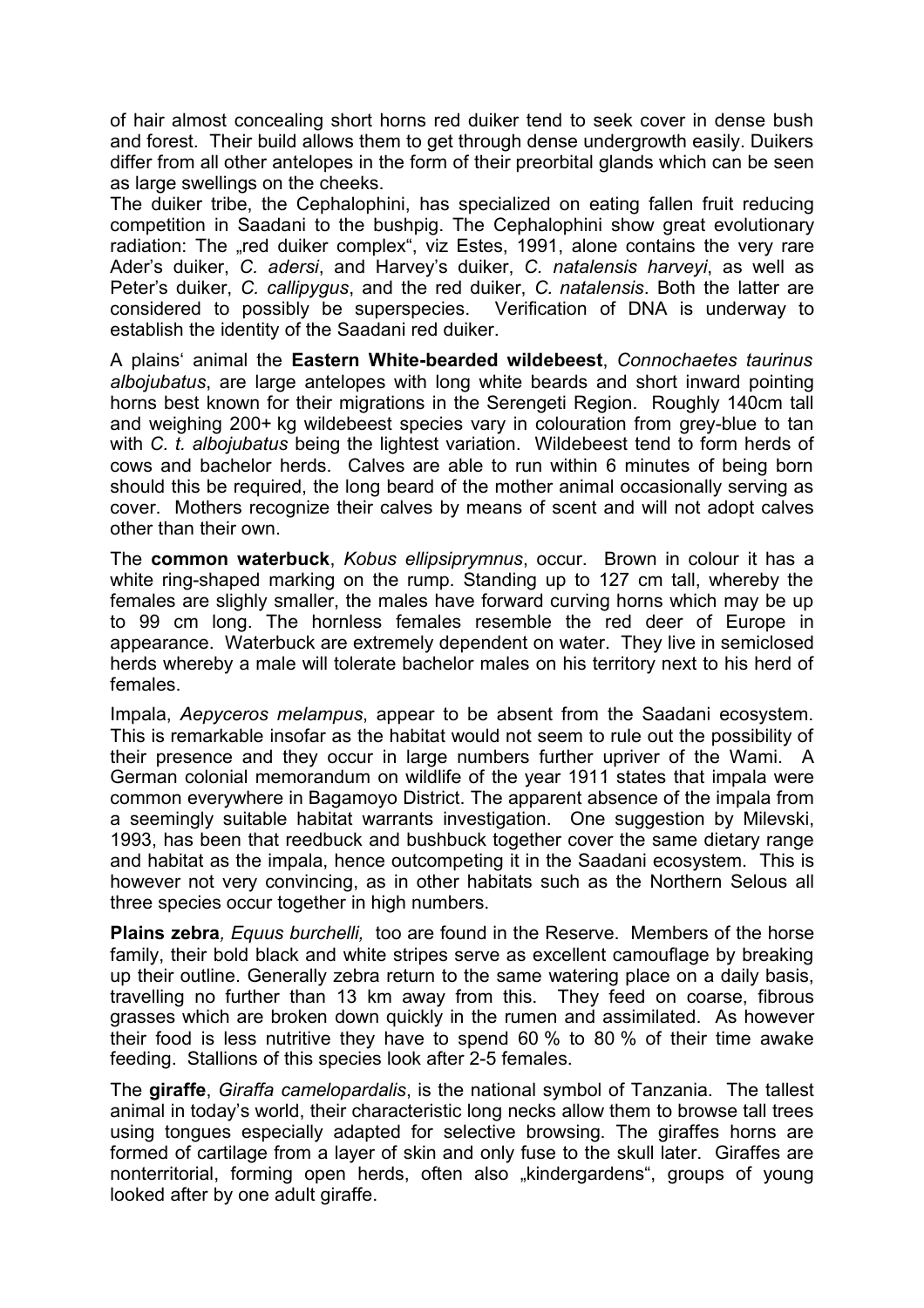of hair almost concealing short horns red duiker tend to seek cover in dense bush and forest. Their build allows them to get through dense undergrowth easily. Duikers differ from all other antelopes in the form of their preorbital glands which can be seen as large swellings on the cheeks.

The duiker tribe, the Cephalophini, has specialized on eating fallen fruit reducing competition in Saadani to the bushpig. The Cephalophini show great evolutionary radiation: The „red duiker complex", viz Estes, 1991, alone contains the very rare Ader's duiker, *C. adersi*, and Harvey's duiker, *C. natalensis harveyi*, as well as Peter's duiker, *C. callipygus*, and the red duiker, *C. natalensis*. Both the latter are considered to possibly be superspecies. Verification of DNA is underway to establish the identity of the Saadani red duiker.

A plains' animal the **Eastern White-bearded wildebeest**, *Connochaetes taurinus albojubatus*, are large antelopes with long white beards and short inward pointing horns best known for their migrations in the Serengeti Region. Roughly 140cm tall and weighing 200+ kg wildebeest species vary in colouration from grey-blue to tan with *C. t. albojubatus* being the lightest variation. Wildebeest tend to form herds of cows and bachelor herds. Calves are able to run within 6 minutes of being born should this be required, the long beard of the mother animal occasionally serving as cover. Mothers recognize their calves by means of scent and will not adopt calves other than their own.

The **common waterbuck**, *Kobus ellipsiprymnus*, occur. Brown in colour it has a white ring-shaped marking on the rump. Standing up to 127 cm tall, whereby the females are slighly smaller, the males have forward curving horns which may be up to 99 cm long. The hornless females resemble the red deer of Europe in appearance. Waterbuck are extremely dependent on water. They live in semiclosed herds whereby a male will tolerate bachelor males on his territory next to his herd of females.

Impala, *Aepyceros melampus*, appear to be absent from the Saadani ecosystem. This is remarkable insofar as the habitat would not seem to rule out the possibility of their presence and they occur in large numbers further upriver of the Wami. A German colonial memorandum on wildlife of the year 1911 states that impala were common everywhere in Bagamoyo District. The apparent absence of the impala from a seemingly suitable habitat warrants investigation. One suggestion by Milevski, 1993, has been that reedbuck and bushbuck together cover the same dietary range and habitat as the impala, hence outcompeting it in the Saadani ecosystem. This is however not very convincing, as in other habitats such as the Northern Selous all three species occur together in high numbers.

**Plains zebra**, *Equus burchelli,* too are found in the Reserve. Members of the horse family, their bold black and white stripes serve as excellent camouflage by breaking up their outline. Generally zebra return to the same watering place on a daily basis, travelling no further than 13 km away from this. They feed on coarse, fibrous grasses which are broken down quickly in the rumen and assimilated. As however their food is less nutritive they have to spend 60 % to 80 % of their time awake feeding. Stallions of this species look after 2-5 females.

The **giraffe**, *Giraffa camelopardalis*, is the national symbol of Tanzania. The tallest animal in today's world, their characteristic long necks allow them to browse tall trees using tongues especially adapted for selective browsing. The giraffes horns are formed of cartilage from a layer of skin and only fuse to the skull later. Giraffes are nonterritorial, forming open herds, often also „kindergardens", groups of young looked after by one adult giraffe.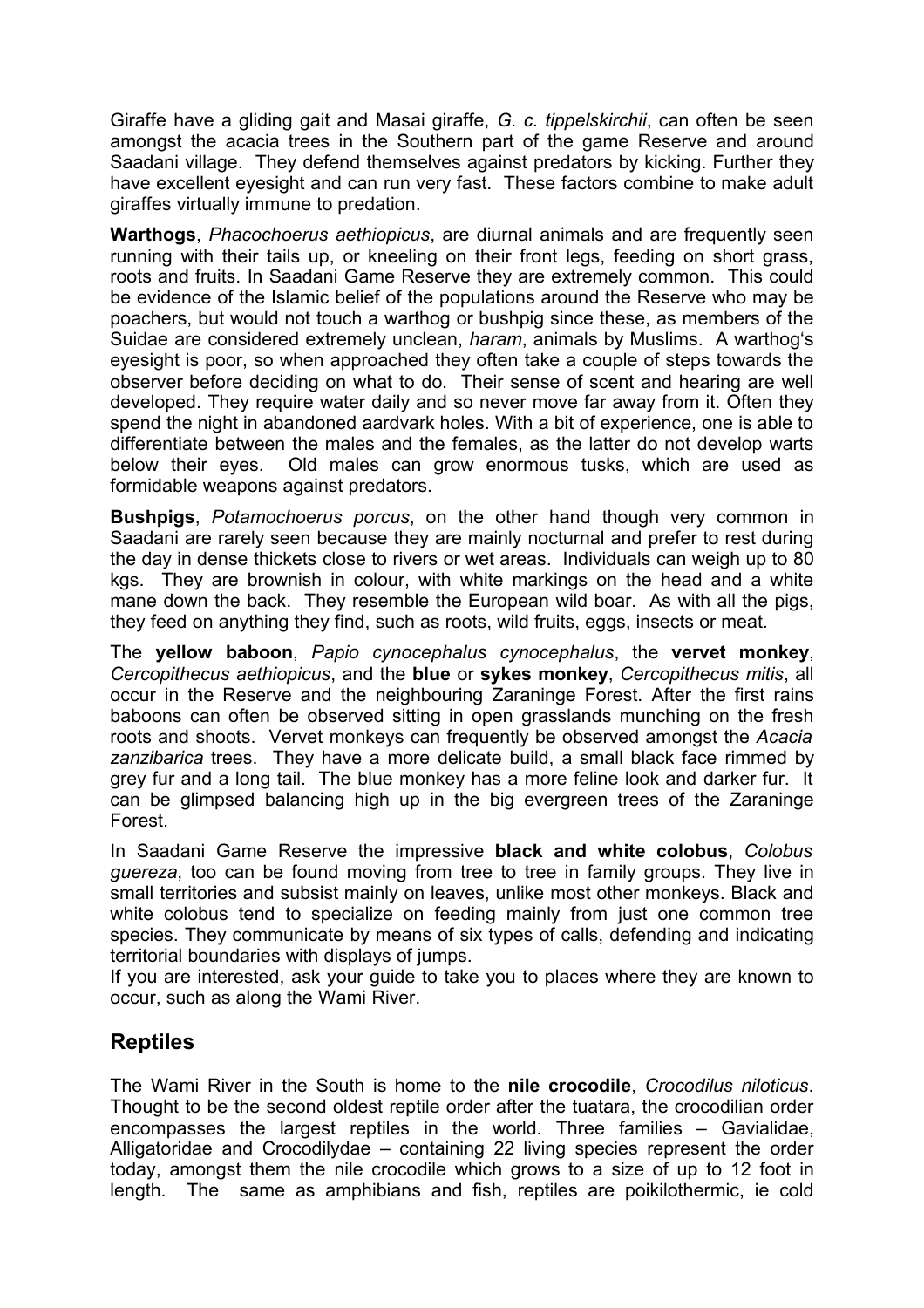Giraffe have a gliding gait and Masai giraffe, *G. c. tippelskirchii*, can often be seen amongst the acacia trees in the Southern part of the game Reserve and around Saadani village. They defend themselves against predators by kicking. Further they have excellent eyesight and can run very fast. These factors combine to make adult giraffes virtually immune to predation.

**Warthogs**, *Phacochoerus aethiopicus*, are diurnal animals and are frequently seen running with their tails up, or kneeling on their front legs, feeding on short grass, roots and fruits. In Saadani Game Reserve they are extremely common. This could be evidence of the Islamic belief of the populations around the Reserve who may be poachers, but would not touch a warthog or bushpig since these, as members of the Suidae are considered extremely unclean, *haram*, animals by Muslims. A warthog's eyesight is poor, so when approached they often take a couple of steps towards the observer before deciding on what to do. Their sense of scent and hearing are well developed. They require water daily and so never move far away from it. Often they spend the night in abandoned aardvark holes. With a bit of experience, one is able to differentiate between the males and the females, as the latter do not develop warts below their eyes. Old males can grow enormous tusks, which are used as formidable weapons against predators.

**Bushpigs**, *Potamochoerus porcus*, on the other hand though very common in Saadani are rarely seen because they are mainly nocturnal and prefer to rest during the day in dense thickets close to rivers or wet areas. Individuals can weigh up to 80 kgs. They are brownish in colour, with white markings on the head and a white mane down the back. They resemble the European wild boar. As with all the pigs, they feed on anything they find, such as roots, wild fruits, eggs, insects or meat.

The **yellow baboon**, *Papio cynocephalus cynocephalus*, the **vervet monkey**, *Cercopithecus aethiopicus*, and the **blue** or **sykes monkey**, *Cercopithecus mitis*, all occur in the Reserve and the neighbouring Zaraninge Forest. After the first rains baboons can often be observed sitting in open grasslands munching on the fresh roots and shoots. Vervet monkeys can frequently be observed amongst the *Acacia zanzibarica* trees. They have a more delicate build, a small black face rimmed by grey fur and a long tail. The blue monkey has a more feline look and darker fur. It can be glimpsed balancing high up in the big evergreen trees of the Zaraninge Forest.

In Saadani Game Reserve the impressive **black and white colobus**, *Colobus guereza*, too can be found moving from tree to tree in family groups. They live in small territories and subsist mainly on leaves, unlike most other monkeys. Black and white colobus tend to specialize on feeding mainly from just one common tree species. They communicate by means of six types of calls, defending and indicating territorial boundaries with displays of jumps.
If you are interested, ask your guide to take you to places where they are known to occur, such as along the Wami River.

## Reptiles

The Wami River in the South is home to the **nile crocodile**, *Crocodilus niloticus*. Thought to be the second oldest reptile order after the tuatara, the crocodilian order encompasses the largest reptiles in the world. Three families – Gavialidae, Alligatoridae and Crocodylidae – containing 22 living species represent the order today, amongst them the nile crocodile which grows to a size of up to 12 foot in length. The same as amphibians and fish, reptiles are poikilothermic, ie cold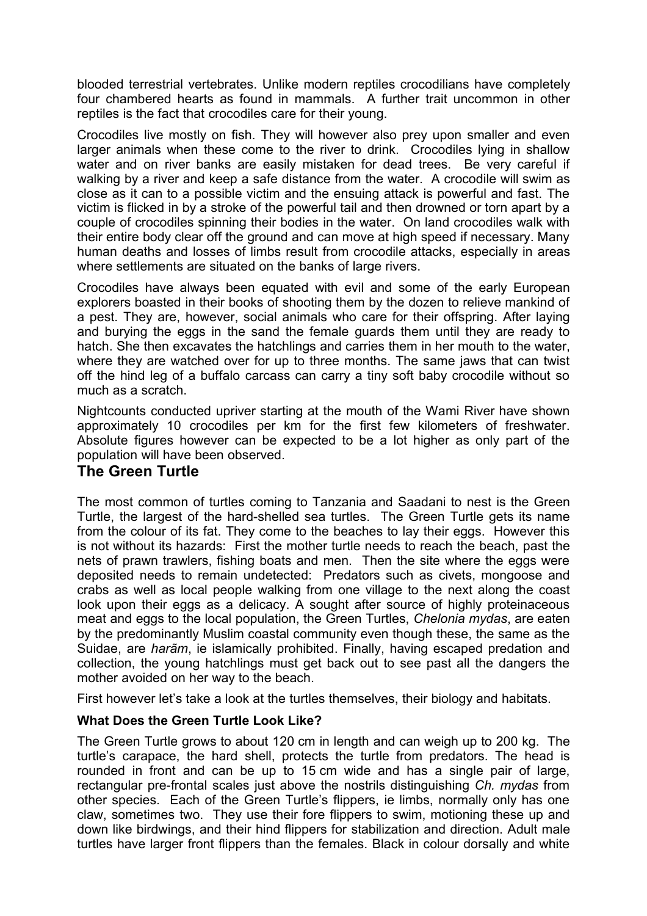blooded terrestrial vertebrates. Unlike modern reptiles crocodilians have completely four chambered hearts as found in mammals. A further trait uncommon in other reptiles is the fact that crocodiles care for their young.

Crocodiles live mostly on fish. They will however also prey upon smaller and even larger animals when these come to the river to drink. Crocodiles lying in shallow water and on river banks are easily mistaken for dead trees. Be very careful if walking by a river and keep a safe distance from the water. A crocodile will swim as close as it can to a possible victim and the ensuing attack is powerful and fast. The victim is flicked in by a stroke of the powerful tail and then drowned or torn apart by a couple of crocodiles spinning their bodies in the water. On land crocodiles walk with their entire body clear off the ground and can move at high speed if necessary. Many human deaths and losses of limbs result from crocodile attacks, especially in areas where settlements are situated on the banks of large rivers.

Crocodiles have always been equated with evil and some of the early European explorers boasted in their books of shooting them by the dozen to relieve mankind of a pest. They are, however, social animals who care for their offspring. After laying and burying the eggs in the sand the female guards them until they are ready to hatch. She then excavates the hatchlings and carries them in her mouth to the water, where they are watched over for up to three months. The same jaws that can twist off the hind leg of a buffalo carcass can carry a tiny soft baby crocodile without so much as a scratch.

Nightcounts conducted upriver starting at the mouth of the Wami River have shown approximately 10 crocodiles per km for the first few kilometers of freshwater. Absolute figures however can be expected to be a lot higher as only part of the population will have been observed.

## The Green Turtle

The most common of turtles coming to Tanzania and Saadani to nest is the Green Turtle, the largest of the hard-shelled sea turtles. The Green Turtle gets its name from the colour of its fat. They come to the beaches to lay their eggs. However this is not without its hazards: First the mother turtle needs to reach the beach, past the nets of prawn trawlers, fishing boats and men. Then the site where the eggs were deposited needs to remain undetected: Predators such as civets, mongoose and crabs as well as local people walking from one village to the next along the coast look upon their eggs as a delicacy. A sought after source of highly proteinaceous meat and eggs to the local population, the Green Turtles, *Chelonia mydas*, are eaten by the predominantly Muslim coastal community even though these, the same as the Suidae, are *harãm*, ie islamically prohibited. Finally, having escaped predation and collection, the young hatchlings must get back out to see past all the dangers the mother avoided on her way to the beach.

First however let's take a look at the turtles themselves, their biology and habitats.

**What Does the Green Turtle Look Like?**

The Green Turtle grows to about 120 cm in length and can weigh up to 200 kg. The turtle's carapace, the hard shell, protects the turtle from predators. The head is rounded in front and can be up to 15 cm wide and has a single pair of large, rectangular pre-frontal scales just above the nostrils distinguishing *Ch. mydas* from other species. Each of the Green Turtle's flippers, ie limbs, normally only has one claw, sometimes two. They use their fore flippers to swim, motioning these up and down like birdwings, and their hind flippers for stabilization and direction. Adult male turtles have larger front flippers than the females. Black in colour dorsally and white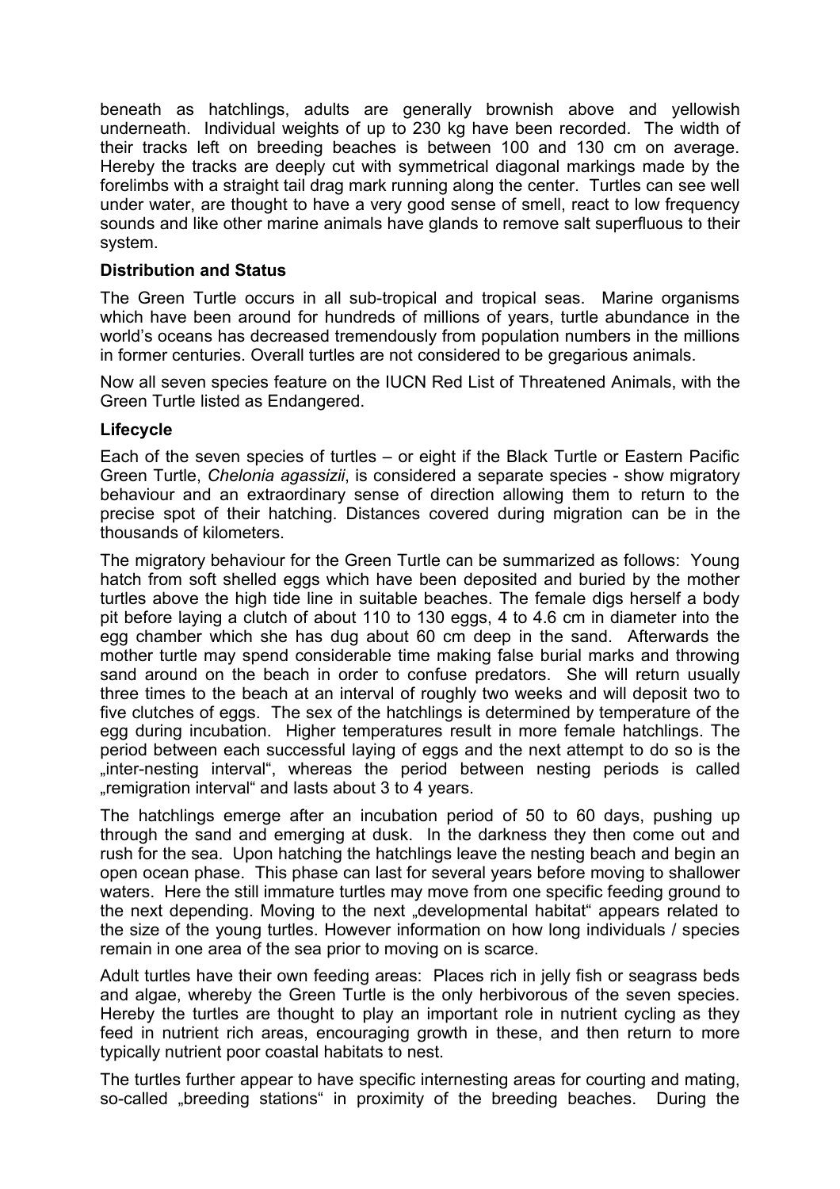beneath as hatchlings, adults are generally brownish above and yellowish underneath. Individual weights of up to 230 kg have been recorded. The width of their tracks left on breeding beaches is between 100 and 130 cm on average. Hereby the tracks are deeply cut with symmetrical diagonal markings made by the forelimbs with a straight tail drag mark running along the center. Turtles can see well under water, are thought to have a very good sense of smell, react to low frequency sounds and like other marine animals have glands to remove salt superfluous to their system.

**Distribution and Status**

The Green Turtle occurs in all sub-tropical and tropical seas. Marine organisms which have been around for hundreds of millions of years, turtle abundance in the world's oceans has decreased tremendously from population numbers in the millions in former centuries. Overall turtles are not considered to be gregarious animals.

Now all seven species feature on the IUCN Red List of Threatened Animals, with the Green Turtle listed as Endangered.

**Lifecycle**

Each of the seven species of turtles – or eight if the Black Turtle or Eastern Pacific Green Turtle, *Chelonia agassizii*, is considered a separate species - show migratory behaviour and an extraordinary sense of direction allowing them to return to the precise spot of their hatching. Distances covered during migration can be in the thousands of kilometers.

The migratory behaviour for the Green Turtle can be summarized as follows: Young hatch from soft shelled eggs which have been deposited and buried by the mother turtles above the high tide line in suitable beaches. The female digs herself a body pit before laying a clutch of about 110 to 130 eggs, 4 to 4.6 cm in diameter into the egg chamber which she has dug about 60 cm deep in the sand. Afterwards the mother turtle may spend considerable time making false burial marks and throwing sand around on the beach in order to confuse predators. She will return usually three times to the beach at an interval of roughly two weeks and will deposit two to five clutches of eggs. The sex of the hatchlings is determined by temperature of the egg during incubation. Higher temperatures result in more female hatchlings. The period between each successful laying of eggs and the next attempt to do so is the „inter-nesting interval", whereas the period between nesting periods is called „remigration interval" and lasts about 3 to 4 years.

The hatchlings emerge after an incubation period of 50 to 60 days, pushing up through the sand and emerging at dusk. In the darkness they then come out and rush for the sea. Upon hatching the hatchlings leave the nesting beach and begin an open ocean phase. This phase can last for several years before moving to shallower waters. Here the still immature turtles may move from one specific feeding ground to the next depending. Moving to the next „developmental habitat" appears related to the size of the young turtles. However information on how long individuals / species remain in one area of the sea prior to moving on is scarce.

Adult turtles have their own feeding areas: Places rich in jelly fish or seagrass beds and algae, whereby the Green Turtle is the only herbivorous of the seven species. Hereby the turtles are thought to play an important role in nutrient cycling as they feed in nutrient rich areas, encouraging growth in these, and then return to more typically nutrient poor coastal habitats to nest.

The turtles further appear to have specific internesting areas for courting and mating, so-called „breeding stations" in proximity of the breeding beaches. During the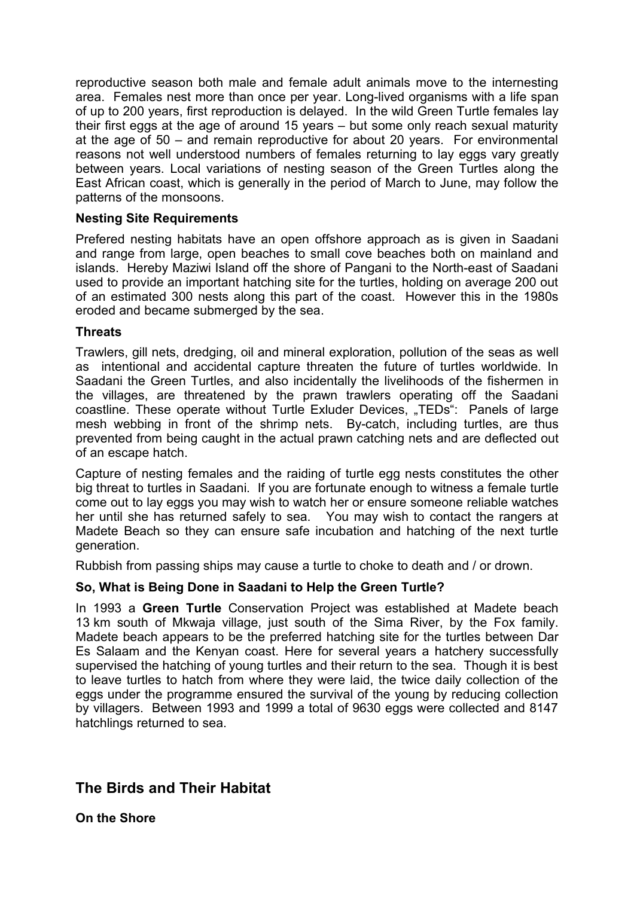reproductive season both male and female adult animals move to the internesting area. Females nest more than once per year. Long-lived organisms with a life span of up to 200 years, first reproduction is delayed. In the wild Green Turtle females lay their first eggs at the age of around 15 years – but some only reach sexual maturity at the age of 50 – and remain reproductive for about 20 years. For environmental reasons not well understood numbers of females returning to lay eggs vary greatly between years. Local variations of nesting season of the Green Turtles along the East African coast, which is generally in the period of March to June, may follow the patterns of the monsoons.

**Nesting Site Requirements**

Prefered nesting habitats have an open offshore approach as is given in Saadani and range from large, open beaches to small cove beaches both on mainland and islands. Hereby Maziwi Island off the shore of Pangani to the North-east of Saadani used to provide an important hatching site for the turtles, holding on average 200 out of an estimated 300 nests along this part of the coast. However this in the 1980s eroded and became submerged by the sea.

**Threats**

Trawlers, gill nets, dredging, oil and mineral exploration, pollution of the seas as well as intentional and accidental capture threaten the future of turtles worldwide. In Saadani the Green Turtles, and also incidentally the livelihoods of the fishermen in the villages, are threatened by the prawn trawlers operating off the Saadani coastline. These operate without Turtle Exluder Devices, „TEDs": Panels of large mesh webbing in front of the shrimp nets. By-catch, including turtles, are thus prevented from being caught in the actual prawn catching nets and are deflected out of an escape hatch.

Capture of nesting females and the raiding of turtle egg nests constitutes the other big threat to turtles in Saadani. If you are fortunate enough to witness a female turtle come out to lay eggs you may wish to watch her or ensure someone reliable watches her until she has returned safely to sea. You may wish to contact the rangers at Madete Beach so they can ensure safe incubation and hatching of the next turtle generation.

Rubbish from passing ships may cause a turtle to choke to death and / or drown.

**So, What is Being Done in Saadani to Help the Green Turtle?**

In 1993 a **Green Turtle** Conservation Project was established at Madete beach 13 km south of Mkwaja village, just south of the Sima River, by the Fox family. Madete beach appears to be the preferred hatching site for the turtles between Dar Es Salaam and the Kenyan coast. Here for several years a hatchery successfully supervised the hatching of young turtles and their return to the sea. Though it is best to leave turtles to hatch from where they were laid, the twice daily collection of the eggs under the programme ensured the survival of the young by reducing collection by villagers. Between 1993 and 1999 a total of 9630 eggs were collected and 8147 hatchlings returned to sea.

## The Birds and Their Habitat

**On the Shore**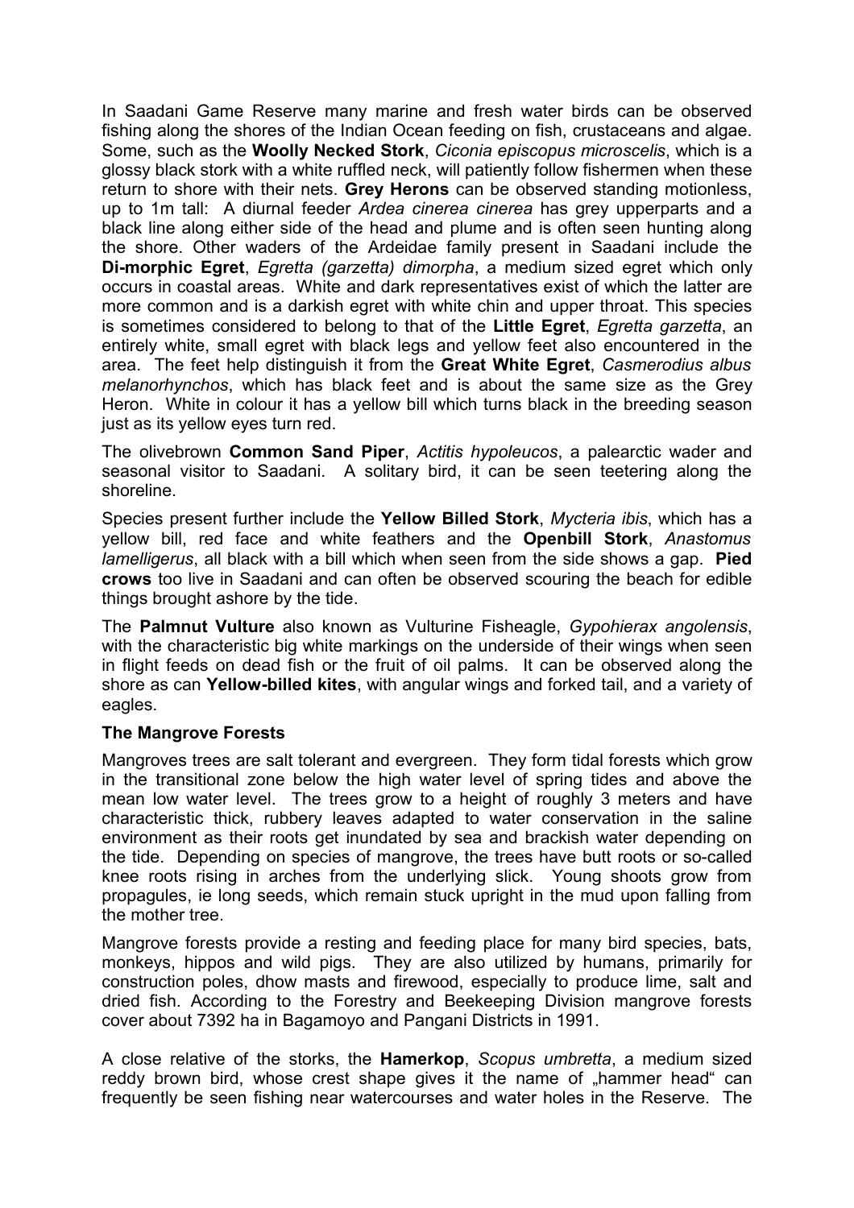In Saadani Game Reserve many marine and fresh water birds can be observed fishing along the shores of the Indian Ocean feeding on fish, crustaceans and algae. Some, such as the **Woolly Necked Stork**, *Ciconia episcopus microscelis*, which is a glossy black stork with a white ruffled neck, will patiently follow fishermen when these return to shore with their nets. **Grey Herons** can be observed standing motionless, up to 1m tall: A diurnal feeder *Ardea cinerea cinerea* has grey upperparts and a black line along either side of the head and plume and is often seen hunting along the shore. Other waders of the Ardeidae family present in Saadani include the **Di-morphic Egret**, *Egretta (garzetta) dimorpha*, a medium sized egret which only occurs in coastal areas. White and dark representatives exist of which the latter are more common and is a darkish egret with white chin and upper throat. This species is sometimes considered to belong to that of the **Little Egret**, *Egretta garzetta*, an entirely white, small egret with black legs and yellow feet also encountered in the area. The feet help distinguish it from the **Great White Egret**, *Casmerodius albus melanorhynchos*, which has black feet and is about the same size as the Grey Heron. White in colour it has a yellow bill which turns black in the breeding season just as its yellow eyes turn red.

The olivebrown **Common Sand Piper**, *Actitis hypoleucos*, a palearctic wader and seasonal visitor to Saadani. A solitary bird, it can be seen teetering along the shoreline.

Species present further include the **Yellow Billed Stork**, *Mycteria ibis*, which has a yellow bill, red face and white feathers and the **Openbill Stork**, *Anastomus lamelligerus*, all black with a bill which when seen from the side shows a gap. **Pied crows** too live in Saadani and can often be observed scouring the beach for edible things brought ashore by the tide.

The **Palmnut Vulture** also known as Vulturine Fisheagle, *Gypohierax angolensis*, with the characteristic big white markings on the underside of their wings when seen in flight feeds on dead fish or the fruit of oil palms. It can be observed along the shore as can **Yellow-billed kites**, with angular wings and forked tail, and a variety of eagles.

**The Mangrove Forests**

Mangroves trees are salt tolerant and evergreen. They form tidal forests which grow in the transitional zone below the high water level of spring tides and above the mean low water level. The trees grow to a height of roughly 3 meters and have characteristic thick, rubbery leaves adapted to water conservation in the saline environment as their roots get inundated by sea and brackish water depending on the tide. Depending on species of mangrove, the trees have butt roots or so-called knee roots rising in arches from the underlying slick. Young shoots grow from propagules, ie long seeds, which remain stuck upright in the mud upon falling from the mother tree.

Mangrove forests provide a resting and feeding place for many bird species, bats, monkeys, hippos and wild pigs. They are also utilized by humans, primarily for construction poles, dhow masts and firewood, especially to produce lime, salt and dried fish. According to the Forestry and Beekeeping Division mangrove forests cover about 7392 ha in Bagamoyo and Pangani Districts in 1991.

A close relative of the storks, the **Hamerkop**, *Scopus umbretta*, a medium sized reddy brown bird, whose crest shape gives it the name of „hammer head" can frequently be seen fishing near watercourses and water holes in the Reserve. The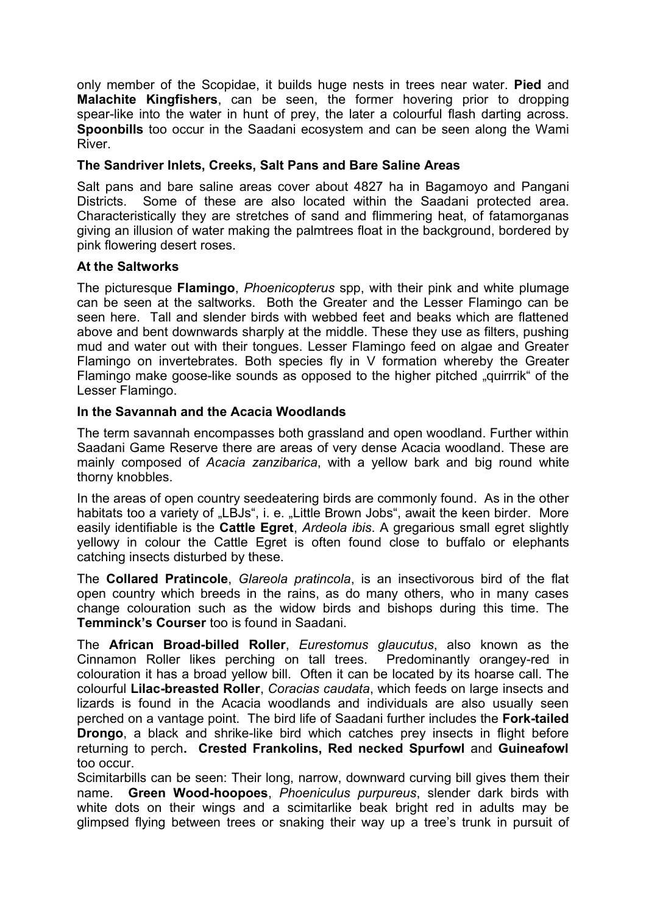only member of the Scopidae, it builds huge nests in trees near water. **Pied** and **Malachite Kingfishers**, can be seen, the former hovering prior to dropping spear-like into the water in hunt of prey, the later a colourful flash darting across. **Spoonbills** too occur in the Saadani ecosystem and can be seen along the Wami River.

### The Sandriver Inlets, Creeks, Salt Pans and Bare Saline Areas

Salt pans and bare saline areas cover about 4827 ha in Bagamoyo and Pangani Districts. Some of these are also located within the Saadani protected area. Characteristically they are stretches of sand and flimmering heat, of fatamorganas giving an illusion of water making the palmtrees float in the background, bordered by pink flowering desert roses.

### At the Saltworks

The picturesque **Flamingo**, *Phoenicopterus* spp, with their pink and white plumage can be seen at the saltworks. Both the Greater and the Lesser Flamingo can be seen here. Tall and slender birds with webbed feet and beaks which are flattened above and bent downwards sharply at the middle. These they use as filters, pushing mud and water out with their tongues. Lesser Flamingo feed on algae and Greater Flamingo on invertebrates. Both species fly in V formation whereby the Greater Flamingo make goose-like sounds as opposed to the higher pitched „quirrrik" of the Lesser Flamingo.

### In the Savannah and the Acacia Woodlands

The term savannah encompasses both grassland and open woodland. Further within Saadani Game Reserve there are areas of very dense Acacia woodland. These are mainly composed of *Acacia zanzibarica*, with a yellow bark and big round white thorny knobbles.

In the areas of open country seedeatering birds are commonly found. As in the other habitats too a variety of „LBJs", i. e. „Little Brown Jobs", await the keen birder. More easily identifiable is the **Cattle Egret**, *Ardeola ibis*. A gregarious small egret slightly yellowy in colour the Cattle Egret is often found close to buffalo or elephants catching insects disturbed by these.

The **Collared Pratincole**, *Glareola pratincola*, is an insectivorous bird of the flat open country which breeds in the rains, as do many others, who in many cases change colouration such as the widow birds and bishops during this time. The **Temminck's Courser** too is found in Saadani.

The **African Broad-billed Roller**, *Eurestomus glaucutus*, also known as the Cinnamon Roller likes perching on tall trees. Predominantly orangey-red in colouration it has a broad yellow bill. Often it can be located by its hoarse call. The colourful **Lilac-breasted Roller**, *Coracias caudata*, which feeds on large insects and lizards is found in the Acacia woodlands and individuals are also usually seen perched on a vantage point. The bird life of Saadani further includes the **Fork-tailed Drongo**, a black and shrike-like bird which catches prey insects in flight before returning to perch**. Crested Frankolins, Red necked Spurfowl** and **Guineafowl** too occur.

Scimitarbills can be seen: Their long, narrow, downward curving bill gives them their name. **Green Wood-hoopoes**, *Phoeniculus purpureus*, slender dark birds with white dots on their wings and a scimitarlike beak bright red in adults may be glimpsed flying between trees or snaking their way up a tree's trunk in pursuit of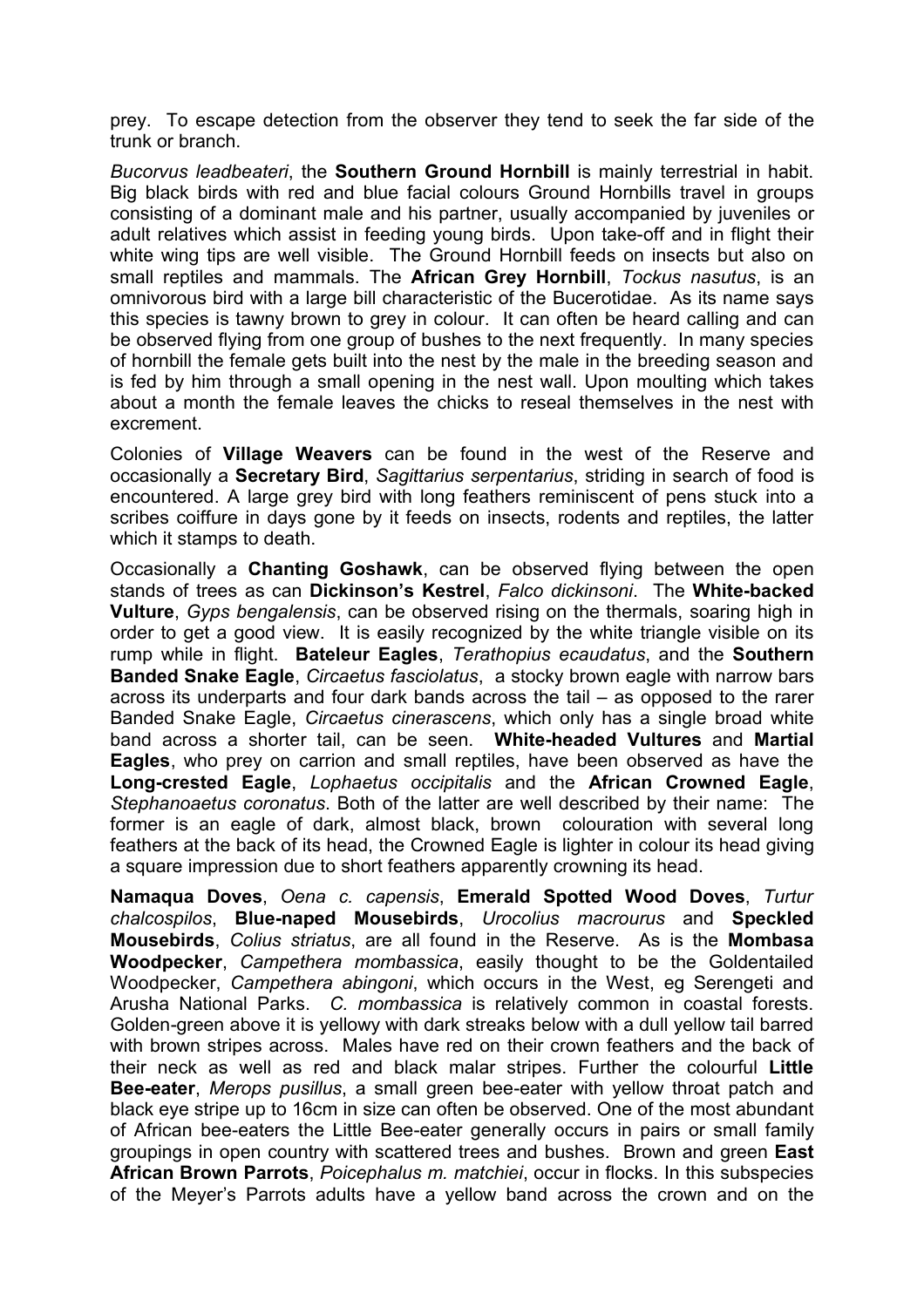prey. To escape detection from the observer they tend to seek the far side of the trunk or branch.

*Bucorvus leadbeateri*, the **Southern Ground Hornbill** is mainly terrestrial in habit. Big black birds with red and blue facial colours Ground Hornbills travel in groups consisting of a dominant male and his partner, usually accompanied by juveniles or adult relatives which assist in feeding young birds. Upon take-off and in flight their white wing tips are well visible. The Ground Hornbill feeds on insects but also on small reptiles and mammals. The **African Grey Hornbill**, *Tockus nasutus*, is an omnivorous bird with a large bill characteristic of the Bucerotidae. As its name says this species is tawny brown to grey in colour. It can often be heard calling and can be observed flying from one group of bushes to the next frequently. In many species of hornbill the female gets built into the nest by the male in the breeding season and is fed by him through a small opening in the nest wall. Upon moulting which takes about a month the female leaves the chicks to reseal themselves in the nest with excrement.

Colonies of **Village Weavers** can be found in the west of the Reserve and occasionally a **Secretary Bird**, *Sagittarius serpentarius*, striding in search of food is encountered. A large grey bird with long feathers reminiscent of pens stuck into a scribes coiffure in days gone by it feeds on insects, rodents and reptiles, the latter which it stamps to death.

Occasionally a **Chanting Goshawk**, can be observed flying between the open stands of trees as can **Dickinson's Kestrel**, *Falco dickinsoni*. The **White-backed Vulture**, *Gyps bengalensis*, can be observed rising on the thermals, soaring high in order to get a good view. It is easily recognized by the white triangle visible on its rump while in flight. **Bateleur Eagles**, *Terathopius ecaudatus*, and the **Southern Banded Snake Eagle**, *Circaetus fasciolatus*, a stocky brown eagle with narrow bars across its underparts and four dark bands across the tail – as opposed to the rarer Banded Snake Eagle, *Circaetus cinerascens*, which only has a single broad white band across a shorter tail, can be seen. **White-headed Vultures** and **Martial Eagles**, who prey on carrion and small reptiles, have been observed as have the **Long-crested Eagle**, *Lophaetus occipitalis* and the **African Crowned Eagle**, *Stephanoaetus coronatus*. Both of the latter are well described by their name: The former is an eagle of dark, almost black, brown colouration with several long feathers at the back of its head, the Crowned Eagle is lighter in colour its head giving a square impression due to short feathers apparently crowning its head.

**Namaqua Doves**, *Oena c. capensis*, **Emerald Spotted Wood Doves**, *Turtur chalcospilos*, **Blue-naped Mousebirds**, *Urocolius macrourus* and **Speckled Mousebirds**, *Colius striatus*, are all found in the Reserve. As is the **Mombasa Woodpecker**, *Campethera mombassica*, easily thought to be the Goldentailed Woodpecker, *Campethera abingoni*, which occurs in the West, eg Serengeti and Arusha National Parks. *C. mombassica* is relatively common in coastal forests. Golden-green above it is yellowy with dark streaks below with a dull yellow tail barred with brown stripes across. Males have red on their crown feathers and the back of their neck as well as red and black malar stripes. Further the colourful **Little Bee-eater**, *Merops pusillus*, a small green bee-eater with yellow throat patch and black eye stripe up to 16cm in size can often be observed. One of the most abundant of African bee-eaters the Little Bee-eater generally occurs in pairs or small family groupings in open country with scattered trees and bushes. Brown and green **East African Brown Parrots**, *Poicephalus m. matchiei*, occur in flocks. In this subspecies of the Meyer's Parrots adults have a yellow band across the crown and on the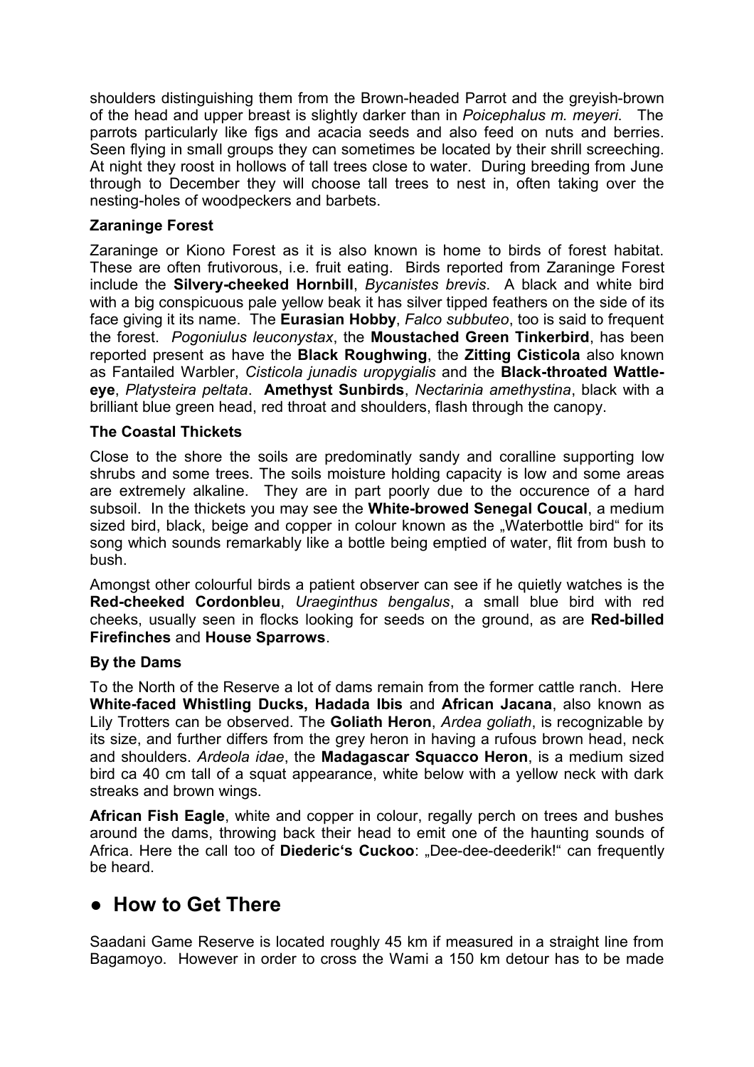shoulders distinguishing them from the Brown-headed Parrot and the greyish-brown of the head and upper breast is slightly darker than in *Poicephalus m. meyeri*. The parrots particularly like figs and acacia seeds and also feed on nuts and berries. Seen flying in small groups they can sometimes be located by their shrill screeching. At night they roost in hollows of tall trees close to water. During breeding from June through to December they will choose tall trees to nest in, often taking over the nesting-holes of woodpeckers and barbets.

### Zaraninge Forest

Zaraninge or Kiono Forest as it is also known is home to birds of forest habitat. These are often frutivorous, i.e. fruit eating. Birds reported from Zaraninge Forest include the **Silvery-cheeked Hornbill**, *Bycanistes brevis*. A black and white bird with a big conspicuous pale yellow beak it has silver tipped feathers on the side of its face giving it its name. The **Eurasian Hobby**, *Falco subbuteo*, too is said to frequent the forest. *Pogoniulus leuconystax*, the **Moustached Green Tinkerbird**, has been reported present as have the **Black Roughwing**, the **Zitting Cisticola** also known as Fantailed Warbler, *Cisticola junadis uropygialis* and the **Black-throated Wattle-eye**, *Platysteira peltata*. **Amethyst Sunbirds**, *Nectarinia amethystina*, black with a brilliant blue green head, red throat and shoulders, flash through the canopy.

### The Coastal Thickets

Close to the shore the soils are predominatly sandy and coralline supporting low shrubs and some trees. The soils moisture holding capacity is low and some areas are extremely alkaline. They are in part poorly due to the occurence of a hard subsoil. In the thickets you may see the **White-browed Senegal Coucal**, a medium sized bird, black, beige and copper in colour known as the „Waterbottle bird“ for its song which sounds remarkably like a bottle being emptied of water, flit from bush to bush.

Amongst other colourful birds a patient observer can see if he quietly watches is the **Red-cheeked Cordonbleu**, *Uraeginthus bengalus*, a small blue bird with red cheeks, usually seen in flocks looking for seeds on the ground, as are **Red-billed Firefinches** and **House Sparrows**.

### By the Dams

To the North of the Reserve a lot of dams remain from the former cattle ranch. Here **White-faced Whistling Ducks, Hadada Ibis** and **African Jacana**, also known as Lily Trotters can be observed. The **Goliath Heron**, *Ardea goliath*, is recognizable by its size, and further differs from the grey heron in having a rufous brown head, neck and shoulders. *Ardeola idae*, the **Madagascar Squacco Heron**, is a medium sized bird ca 40 cm tall of a squat appearance, white below with a yellow neck with dark streaks and brown wings.

**African Fish Eagle**, white and copper in colour, regally perch on trees and bushes around the dams, throwing back their head to emit one of the haunting sounds of Africa. Here the call too of **Diederic‘s Cuckoo**: „Dee-dee-deederik!“ can frequently be heard.

## ● How to Get There

Saadani Game Reserve is located roughly 45 km if measured in a straight line from Bagamoyo. However in order to cross the Wami a 150 km detour has to be made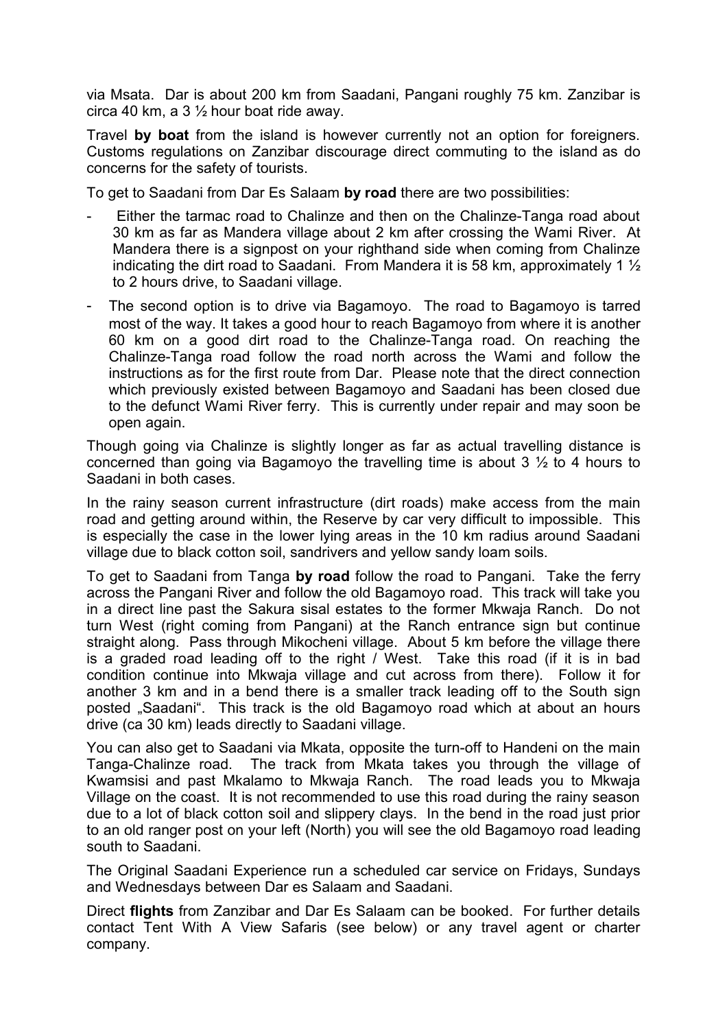via Msata. Dar is about 200 km from Saadani, Pangani roughly 75 km. Zanzibar is circa 40 km, a 3 ½ hour boat ride away.

Travel **by boat** from the island is however currently not an option for foreigners. Customs regulations on Zanzibar discourage direct commuting to the island as do concerns for the safety of tourists.

To get to Saadani from Dar Es Salaam **by road** there are two possibilities:

- Either the tarmac road to Chalinze and then on the Chalinze-Tanga road about 30 km as far as Mandera village about 2 km after crossing the Wami River. At Mandera there is a signpost on your righthand side when coming from Chalinze indicating the dirt road to Saadani. From Mandera it is 58 km, approximately 1 ½ to 2 hours drive, to Saadani village.
- The second option is to drive via Bagamoyo. The road to Bagamoyo is tarred most of the way. It takes a good hour to reach Bagamoyo from where it is another 60 km on a good dirt road to the Chalinze-Tanga road. On reaching the Chalinze-Tanga road follow the road north across the Wami and follow the instructions as for the first route from Dar. Please note that the direct connection which previously existed between Bagamoyo and Saadani has been closed due to the defunct Wami River ferry. This is currently under repair and may soon be open again.

Though going via Chalinze is slightly longer as far as actual travelling distance is concerned than going via Bagamoyo the travelling time is about 3 ½ to 4 hours to Saadani in both cases.

In the rainy season current infrastructure (dirt roads) make access from the main road and getting around within, the Reserve by car very difficult to impossible. This is especially the case in the lower lying areas in the 10 km radius around Saadani village due to black cotton soil, sandrivers and yellow sandy loam soils.

To get to Saadani from Tanga **by road** follow the road to Pangani. Take the ferry across the Pangani River and follow the old Bagamoyo road. This track will take you in a direct line past the Sakura sisal estates to the former Mkwaja Ranch. Do not turn West (right coming from Pangani) at the Ranch entrance sign but continue straight along. Pass through Mikocheni village. About 5 km before the village there is a graded road leading off to the right / West. Take this road (if it is in bad condition continue into Mkwaja village and cut across from there). Follow it for another 3 km and in a bend there is a smaller track leading off to the South sign posted „Saadani“. This track is the old Bagamoyo road which at about an hours drive (ca 30 km) leads directly to Saadani village.

You can also get to Saadani via Mkata, opposite the turn-off to Handeni on the main Tanga-Chalinze road. The track from Mkata takes you through the village of Kwamsisi and past Mkalamo to Mkwaja Ranch. The road leads you to Mkwaja Village on the coast. It is not recommended to use this road during the rainy season due to a lot of black cotton soil and slippery clays. In the bend in the road just prior to an old ranger post on your left (North) you will see the old Bagamoyo road leading south to Saadani.

The Original Saadani Experience run a scheduled car service on Fridays, Sundays and Wednesdays between Dar es Salaam and Saadani.

Direct **flights** from Zanzibar and Dar Es Salaam can be booked. For further details contact Tent With A View Safaris (see below) or any travel agent or charter company.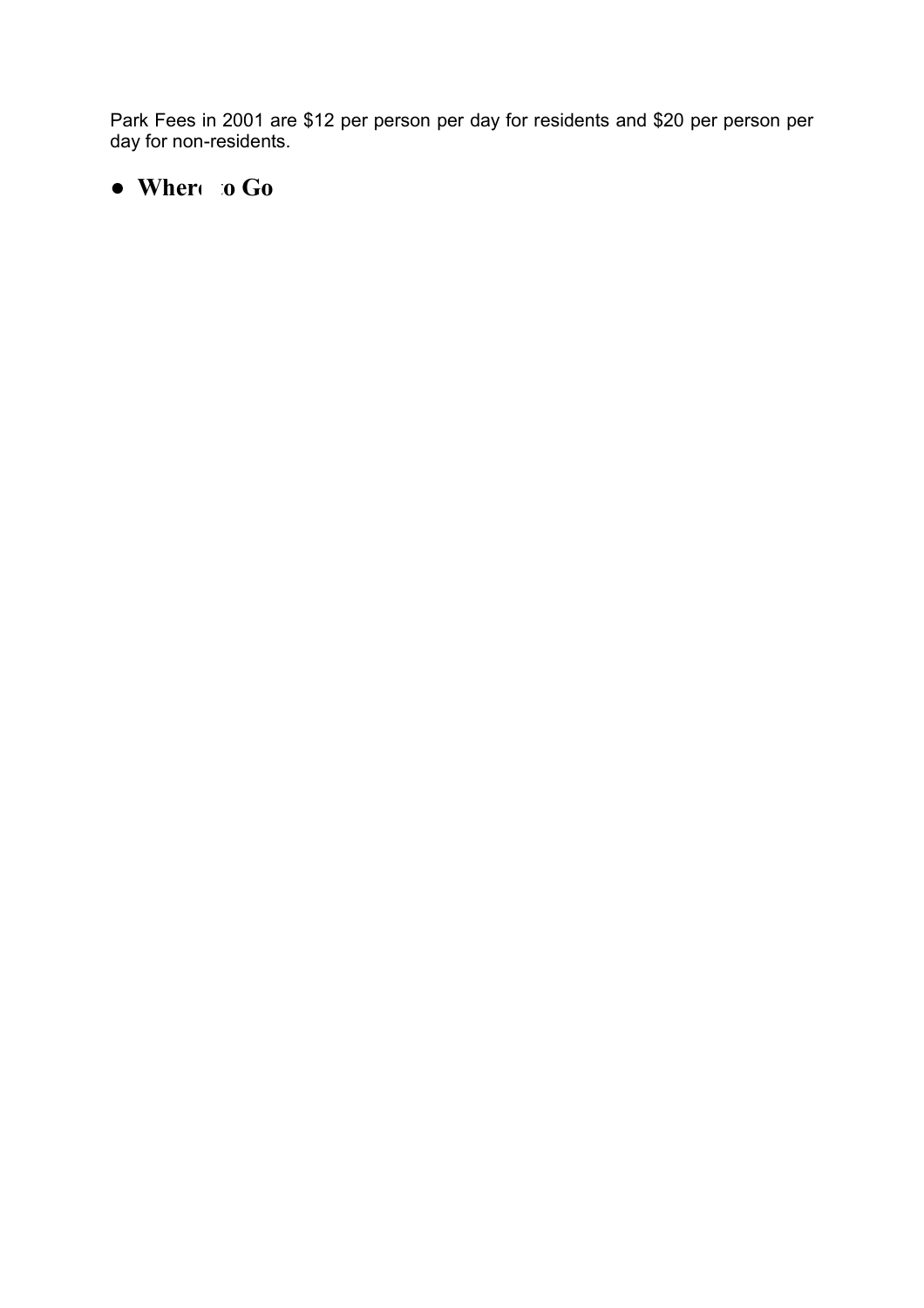Park Fees in 2001 are $12 per person per day for residents and $20 per person per day for non-residents.

- **Where to Go**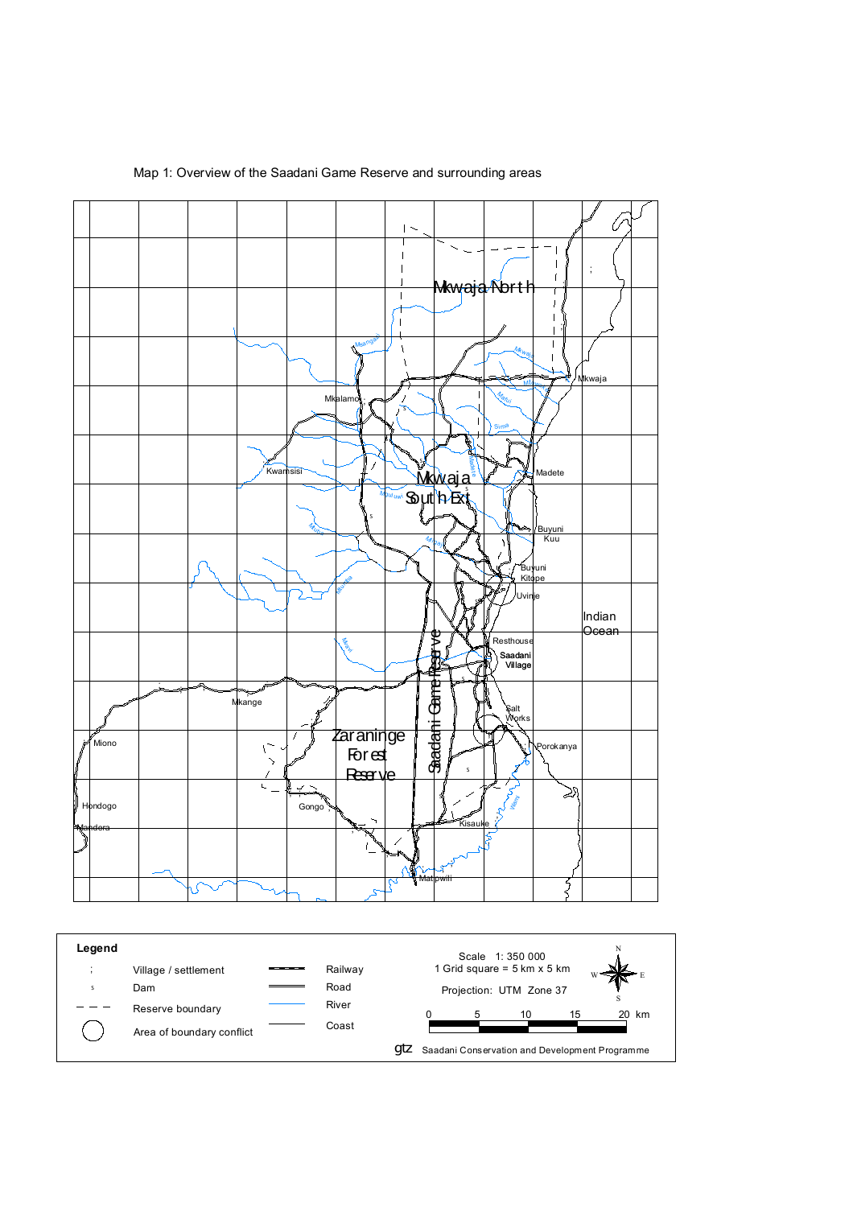Map 1: Overview of the Saadani Game Reserve and surrounding areas

Mkwaja North

Mkwaja

Mkalamo

Kwamsisi

Mkwaja South Ext

Madete

Buyuni Kuu

Buyuni Kitope

Uvinje

Indian Ocean

Resthouse

Saadani Village

Saadani Game Reserve

Mkange

Salt Works

Miono

Zaraninge Forest Reserve

Porokanya

Hondogo

Gongo

Mandera

Kisauke

Matipwili

**Legend**

| Symbol | Meaning | Symbol | Meaning |
|---|---|---|---|
| ; | Village / settlement | | Railway |
| s | Dam | | Road |
| — — — | Reserve boundary | | River |
| ◯ | Area of boundary conflict | | Coast |

Scale 1: 350 000
1 Grid square = 5 km x 5 km

Projection: UTM Zone 37

0 5 10 15 20 km

gtz Saadani Conservation and Development Programme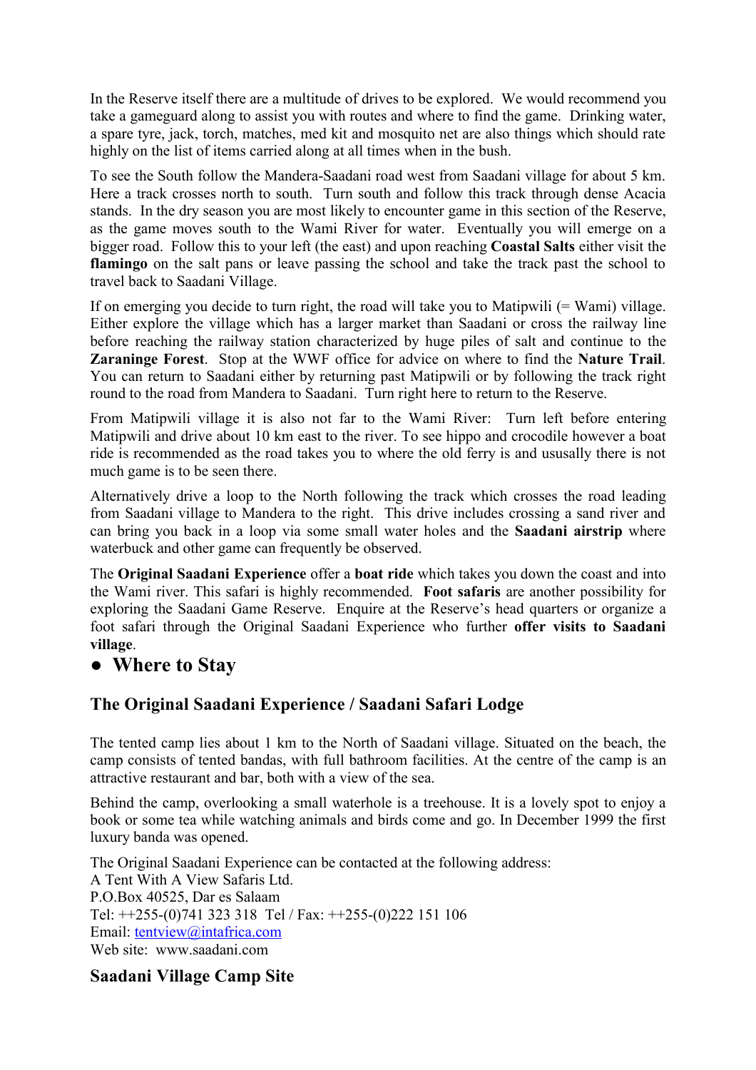In the Reserve itself there are a multitude of drives to be explored. We would recommend you take a gameguard along to assist you with routes and where to find the game. Drinking water, a spare tyre, jack, torch, matches, med kit and mosquito net are also things which should rate highly on the list of items carried along at all times when in the bush.

To see the South follow the Mandera-Saadani road west from Saadani village for about 5 km. Here a track crosses north to south. Turn south and follow this track through dense Acacia stands. In the dry season you are most likely to encounter game in this section of the Reserve, as the game moves south to the Wami River for water. Eventually you will emerge on a bigger road. Follow this to your left (the east) and upon reaching **Coastal Salts** either visit the **flamingo** on the salt pans or leave passing the school and take the track past the school to travel back to Saadani Village.

If on emerging you decide to turn right, the road will take you to Matipwili (= Wami) village. Either explore the village which has a larger market than Saadani or cross the railway line before reaching the railway station characterized by huge piles of salt and continue to the **Zaraninge Forest**. Stop at the WWF office for advice on where to find the **Nature Trail**. You can return to Saadani either by returning past Matipwili or by following the track right round to the road from Mandera to Saadani. Turn right here to return to the Reserve.

From Matipwili village it is also not far to the Wami River: Turn left before entering Matipwili and drive about 10 km east to the river. To see hippo and crocodile however a boat ride is recommended as the road takes you to where the old ferry is and ususally there is not much game is to be seen there.

Alternatively drive a loop to the North following the track which crosses the road leading from Saadani village to Mandera to the right. This drive includes crossing a sand river and can bring you back in a loop via some small water holes and the **Saadani airstrip** where waterbuck and other game can frequently be observed.

The **Original Saadani Experience** offer a **boat ride** which takes you down the coast and into the Wami river. This safari is highly recommended. **Foot safaris** are another possibility for exploring the Saadani Game Reserve. Enquire at the Reserve's head quarters or organize a foot safari through the Original Saadani Experience who further **offer visits to Saadani village**.

## ● Where to Stay

### The Original Saadani Experience / Saadani Safari Lodge

The tented camp lies about 1 km to the North of Saadani village. Situated on the beach, the camp consists of tented bandas, with full bathroom facilities. At the centre of the camp is an attractive restaurant and bar, both with a view of the sea.

Behind the camp, overlooking a small waterhole is a treehouse. It is a lovely spot to enjoy a book or some tea while watching animals and birds come and go. In December 1999 the first luxury banda was opened.

The Original Saadani Experience can be contacted at the following address:
A Tent With A View Safaris Ltd.
P.O.Box 40525, Dar es Salaam
Tel: ++255-(0)741 323 318 Tel / Fax: ++255-(0)222 151 106
Email: tentview@intafrica.com
Web site: www.saadani.com

### Saadani Village Camp Site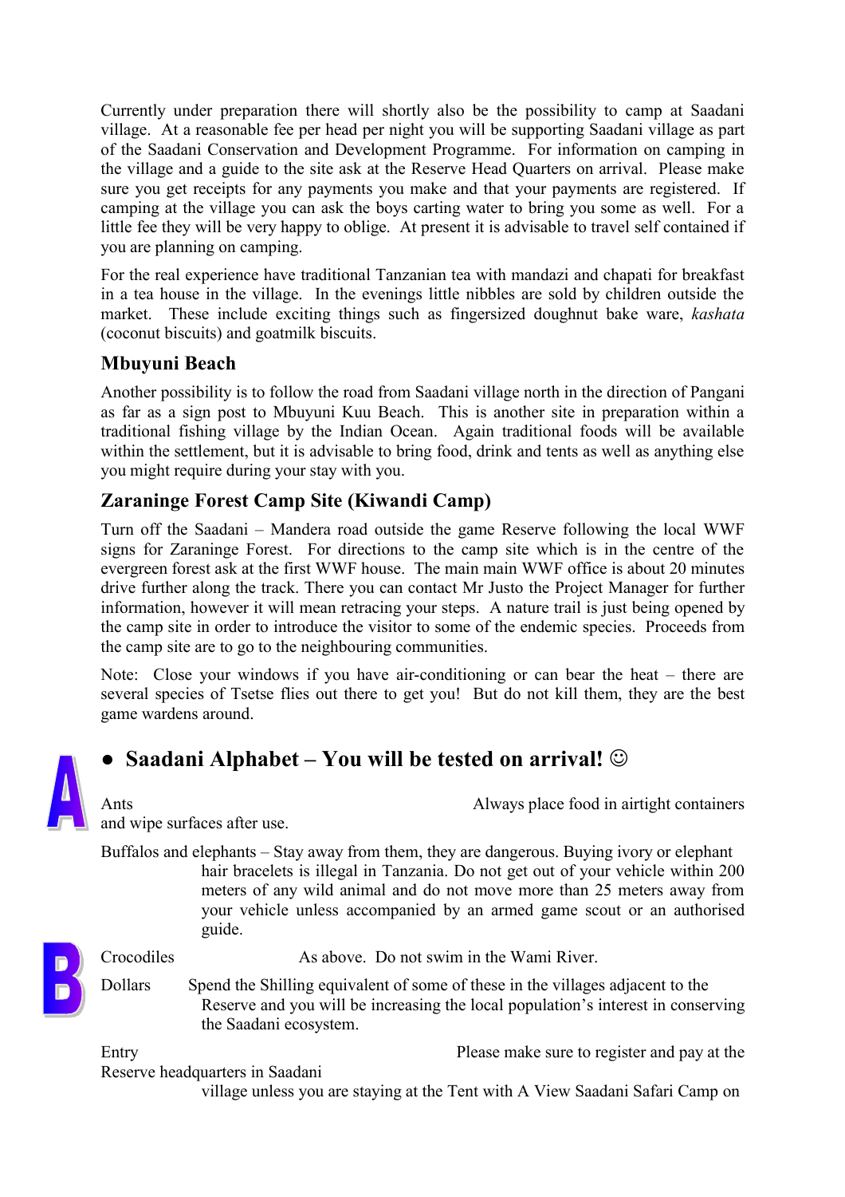Currently under preparation there will shortly also be the possibility to camp at Saadani village. At a reasonable fee per head per night you will be supporting Saadani village as part of the Saadani Conservation and Development Programme. For information on camping in the village and a guide to the site ask at the Reserve Head Quarters on arrival. Please make sure you get receipts for any payments you make and that your payments are registered. If camping at the village you can ask the boys carting water to bring you some as well. For a little fee they will be very happy to oblige. At present it is advisable to travel self contained if you are planning on camping.

For the real experience have traditional Tanzanian tea with mandazi and chapati for breakfast in a tea house in the village. In the evenings little nibbles are sold by children outside the market. These include exciting things such as fingersized doughnut bake ware, *kashata* (coconut biscuits) and goatmilk biscuits.

### Mbuyuni Beach

Another possibility is to follow the road from Saadani village north in the direction of Pangani as far as a sign post to Mbuyuni Kuu Beach. This is another site in preparation within a traditional fishing village by the Indian Ocean. Again traditional foods will be available within the settlement, but it is advisable to bring food, drink and tents as well as anything else you might require during your stay with you.

### Zaraninge Forest Camp Site (Kiwandi Camp)

Turn off the Saadani – Mandera road outside the game Reserve following the local WWF signs for Zaraninge Forest. For directions to the camp site which is in the centre of the evergreen forest ask at the first WWF house. The main main WWF office is about 20 minutes drive further along the track. There you can contact Mr Justo the Project Manager for further information, however it will mean retracing your steps. A nature trail is just being opened by the camp site in order to introduce the visitor to some of the endemic species. Proceeds from the camp site are to go to the neighbouring communities.

Note: Close your windows if you have air-conditioning or can bear the heat – there are several species of Tsetse flies out there to get you! But do not kill them, they are the best game wardens around.

## • Saadani Alphabet – You will be tested on arrival! ☺

Ants — Always place food in airtight containers and wipe surfaces after use.

Buffalos and elephants – Stay away from them, they are dangerous. Buying ivory or elephant hair bracelets is illegal in Tanzania. Do not get out of your vehicle within 200 meters of any wild animal and do not move more than 25 meters away from your vehicle unless accompanied by an armed game scout or an authorised guide.

Crocodiles — As above. Do not swim in the Wami River.

Dollars — Spend the Shilling equivalent of some of these in the villages adjacent to the Reserve and you will be increasing the local population's interest in conserving the Saadani ecosystem.

Entry — Please make sure to register and pay at the Reserve headquarters in Saadani village unless you are staying at the Tent with A View Saadani Safari Camp on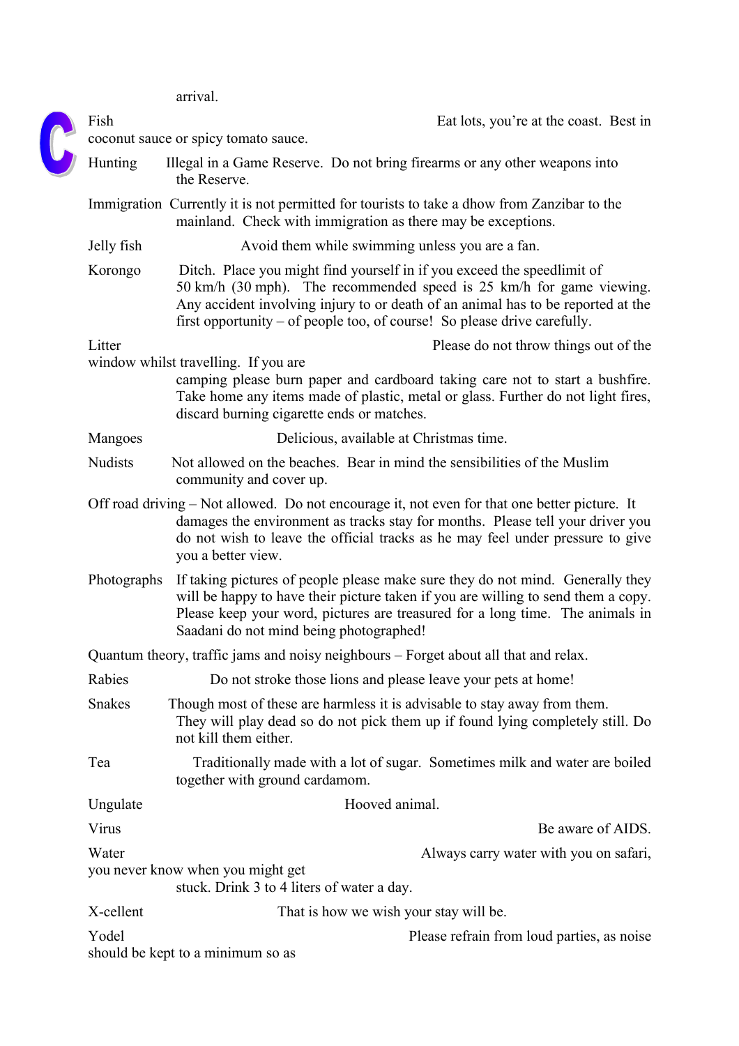arrival.

**Fish** Eat lots, you're at the coast. Best in coconut sauce or spicy tomato sauce.

**Hunting** Illegal in a Game Reserve. Do not bring firearms or any other weapons into the Reserve.

**Immigration** Currently it is not permitted for tourists to take a dhow from Zanzibar to the mainland. Check with immigration as there may be exceptions.

**Jelly fish** Avoid them while swimming unless you are a fan.

**Korongo** Ditch. Place you might find yourself in if you exceed the speedlimit of 50 km/h (30 mph). The recommended speed is 25 km/h for game viewing. Any accident involving injury to or death of an animal has to be reported at the first opportunity – of people too, of course! So please drive carefully.

**Litter** Please do not throw things out of the window whilst travelling. If you are camping please burn paper and cardboard taking care not to start a bushfire. Take home any items made of plastic, metal or glass. Further do not light fires, discard burning cigarette ends or matches.

**Mangoes** Delicious, available at Christmas time.

**Nudists** Not allowed on the beaches. Bear in mind the sensibilities of the Muslim community and cover up.

**Off road driving** – Not allowed. Do not encourage it, not even for that one better picture. It damages the environment as tracks stay for months. Please tell your driver you do not wish to leave the official tracks as he may feel under pressure to give you a better view.

**Photographs** If taking pictures of people please make sure they do not mind. Generally they will be happy to have their picture taken if you are willing to send them a copy. Please keep your word, pictures are treasured for a long time. The animals in Saadani do not mind being photographed!

**Quantum theory, traffic jams and noisy neighbours** – Forget about all that and relax.

**Rabies** Do not stroke those lions and please leave your pets at home!

**Snakes** Though most of these are harmless it is advisable to stay away from them. They will play dead so do not pick them up if found lying completely still. Do not kill them either.

**Tea** Traditionally made with a lot of sugar. Sometimes milk and water are boiled together with ground cardamom.

**Ungulate** Hooved animal.

**Virus** Be aware of AIDS.

**Water** Always carry water with you on safari, you never know when you might get stuck. Drink 3 to 4 liters of water a day.

**X-cellent** That is how we wish your stay will be.

**Yodel** Please refrain from loud parties, as noise should be kept to a minimum so as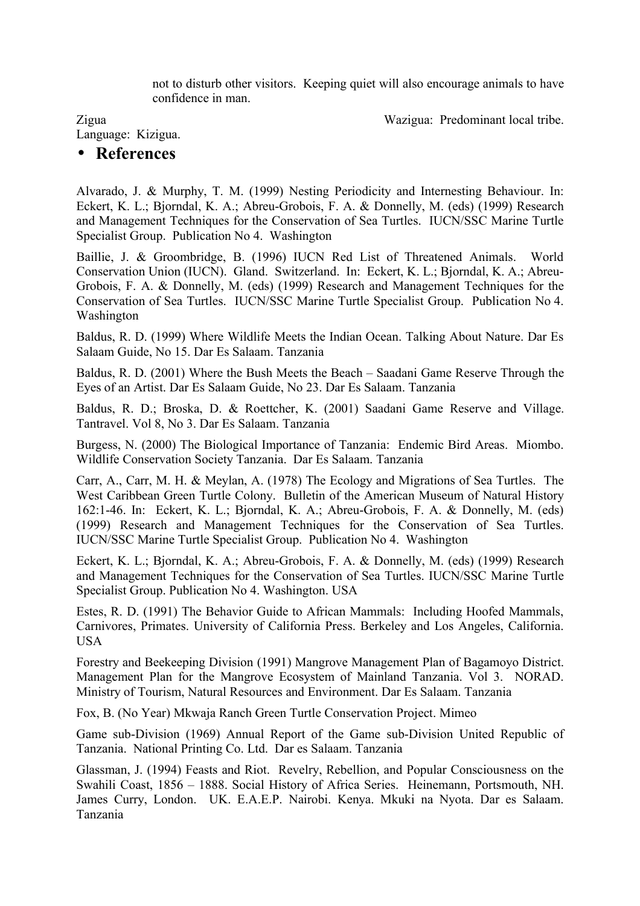not to disturb other visitors. Keeping quiet will also encourage animals to have confidence in man.

Zigua Wazigua: Predominant local tribe. Language: Kizigua.

# • References

Alvarado, J. & Murphy, T. M. (1999) Nesting Periodicity and Internesting Behaviour. In: Eckert, K. L.; Bjorndal, K. A.; Abreu-Grobois, F. A. & Donnelly, M. (eds) (1999) Research and Management Techniques for the Conservation of Sea Turtles. IUCN/SSC Marine Turtle Specialist Group. Publication No 4. Washington

Baillie, J. & Groombridge, B. (1996) IUCN Red List of Threatened Animals. World Conservation Union (IUCN). Gland. Switzerland. In: Eckert, K. L.; Bjorndal, K. A.; Abreu-Grobois, F. A. & Donnelly, M. (eds) (1999) Research and Management Techniques for the Conservation of Sea Turtles. IUCN/SSC Marine Turtle Specialist Group. Publication No 4. Washington

Baldus, R. D. (1999) Where Wildlife Meets the Indian Ocean. Talking About Nature. Dar Es Salaam Guide, No 15. Dar Es Salaam. Tanzania

Baldus, R. D. (2001) Where the Bush Meets the Beach – Saadani Game Reserve Through the Eyes of an Artist. Dar Es Salaam Guide, No 23. Dar Es Salaam. Tanzania

Baldus, R. D.; Broska, D. & Roettcher, K. (2001) Saadani Game Reserve and Village. Tantravel. Vol 8, No 3. Dar Es Salaam. Tanzania

Burgess, N. (2000) The Biological Importance of Tanzania: Endemic Bird Areas. Miombo. Wildlife Conservation Society Tanzania. Dar Es Salaam. Tanzania

Carr, A., Carr, M. H. & Meylan, A. (1978) The Ecology and Migrations of Sea Turtles. The West Caribbean Green Turtle Colony. Bulletin of the American Museum of Natural History 162:1-46. In: Eckert, K. L.; Bjorndal, K. A.; Abreu-Grobois, F. A. & Donnelly, M. (eds) (1999) Research and Management Techniques for the Conservation of Sea Turtles. IUCN/SSC Marine Turtle Specialist Group. Publication No 4. Washington

Eckert, K. L.; Bjorndal, K. A.; Abreu-Grobois, F. A. & Donnelly, M. (eds) (1999) Research and Management Techniques for the Conservation of Sea Turtles. IUCN/SSC Marine Turtle Specialist Group. Publication No 4. Washington. USA

Estes, R. D. (1991) The Behavior Guide to African Mammals: Including Hoofed Mammals, Carnivores, Primates. University of California Press. Berkeley and Los Angeles, California. USA

Forestry and Beekeeping Division (1991) Mangrove Management Plan of Bagamoyo District. Management Plan for the Mangrove Ecosystem of Mainland Tanzania. Vol 3. NORAD. Ministry of Tourism, Natural Resources and Environment. Dar Es Salaam. Tanzania

Fox, B. (No Year) Mkwaja Ranch Green Turtle Conservation Project. Mimeo

Game sub-Division (1969) Annual Report of the Game sub-Division United Republic of Tanzania. National Printing Co. Ltd. Dar es Salaam. Tanzania

Glassman, J. (1994) Feasts and Riot. Revelry, Rebellion, and Popular Consciousness on the Swahili Coast, 1856 – 1888. Social History of Africa Series. Heinemann, Portsmouth, NH. James Curry, London. UK. E.A.E.P. Nairobi. Kenya. Mkuki na Nyota. Dar es Salaam. Tanzania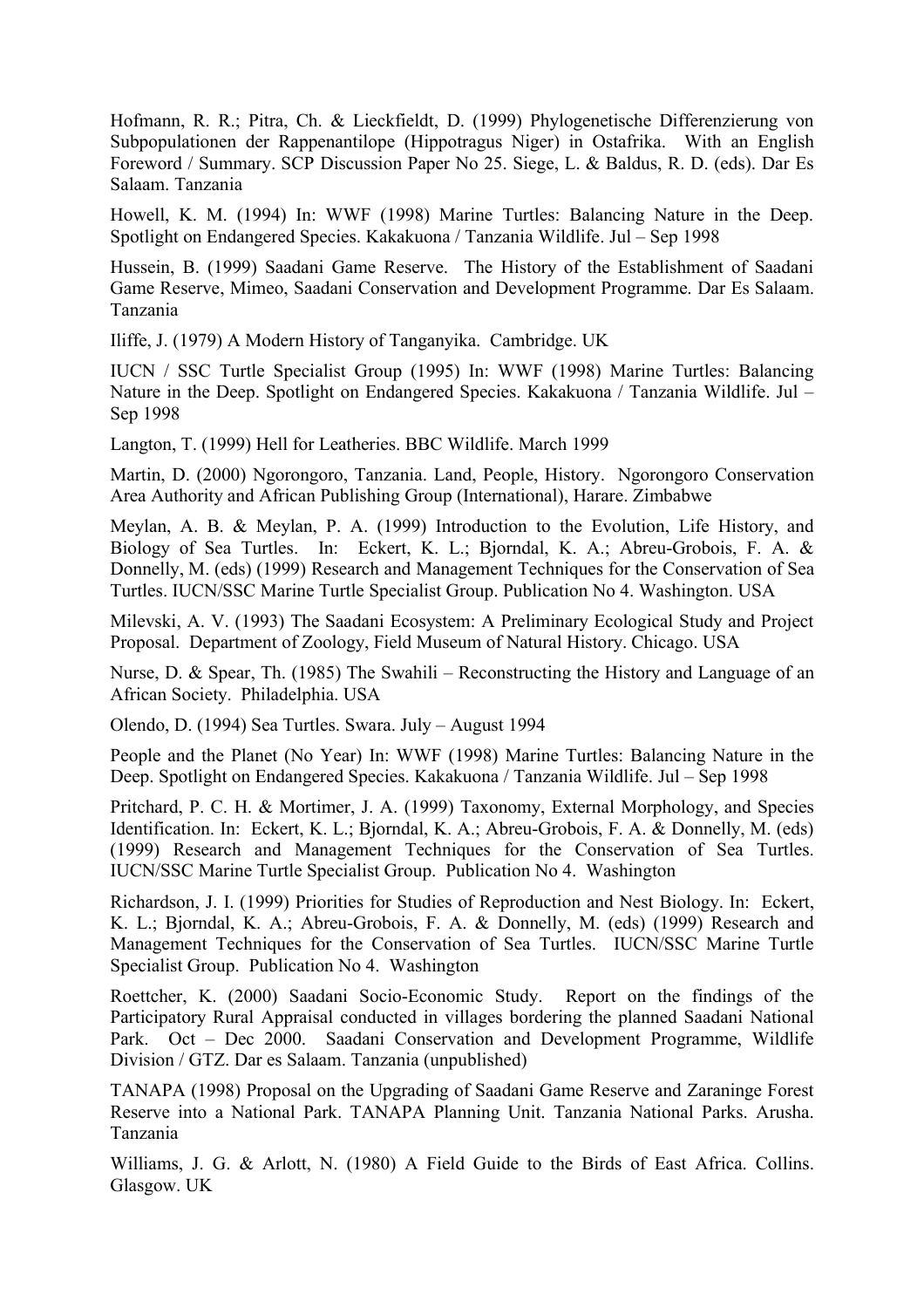Hofmann, R. R.; Pitra, Ch. & Lieckfieldt, D. (1999) Phylogenetische Differenzierung von Subpopulationen der Rappenantilope (Hippotragus Niger) in Ostafrika. With an English Foreword / Summary. SCP Discussion Paper No 25. Siege, L. & Baldus, R. D. (eds). Dar Es Salaam. Tanzania

Howell, K. M. (1994) In: WWF (1998) Marine Turtles: Balancing Nature in the Deep. Spotlight on Endangered Species. Kakakuona / Tanzania Wildlife. Jul – Sep 1998

Hussein, B. (1999) Saadani Game Reserve. The History of the Establishment of Saadani Game Reserve, Mimeo, Saadani Conservation and Development Programme. Dar Es Salaam. Tanzania

Iliffe, J. (1979) A Modern History of Tanganyika. Cambridge. UK

IUCN / SSC Turtle Specialist Group (1995) In: WWF (1998) Marine Turtles: Balancing Nature in the Deep. Spotlight on Endangered Species. Kakakuona / Tanzania Wildlife. Jul – Sep 1998

Langton, T. (1999) Hell for Leatheries. BBC Wildlife. March 1999

Martin, D. (2000) Ngorongoro, Tanzania. Land, People, History. Ngorongoro Conservation Area Authority and African Publishing Group (International), Harare. Zimbabwe

Meylan, A. B. & Meylan, P. A. (1999) Introduction to the Evolution, Life History, and Biology of Sea Turtles. In: Eckert, K. L.; Bjorndal, K. A.; Abreu-Grobois, F. A. & Donnelly, M. (eds) (1999) Research and Management Techniques for the Conservation of Sea Turtles. IUCN/SSC Marine Turtle Specialist Group. Publication No 4. Washington. USA

Milevski, A. V. (1993) The Saadani Ecosystem: A Preliminary Ecological Study and Project Proposal. Department of Zoology, Field Museum of Natural History. Chicago. USA

Nurse, D. & Spear, Th. (1985) The Swahili – Reconstructing the History and Language of an African Society. Philadelphia. USA

Olendo, D. (1994) Sea Turtles. Swara. July – August 1994

People and the Planet (No Year) In: WWF (1998) Marine Turtles: Balancing Nature in the Deep. Spotlight on Endangered Species. Kakakuona / Tanzania Wildlife. Jul – Sep 1998

Pritchard, P. C. H. & Mortimer, J. A. (1999) Taxonomy, External Morphology, and Species Identification. In: Eckert, K. L.; Bjorndal, K. A.; Abreu-Grobois, F. A. & Donnelly, M. (eds) (1999) Research and Management Techniques for the Conservation of Sea Turtles. IUCN/SSC Marine Turtle Specialist Group. Publication No 4. Washington

Richardson, J. I. (1999) Priorities for Studies of Reproduction and Nest Biology. In: Eckert, K. L.; Bjorndal, K. A.; Abreu-Grobois, F. A. & Donnelly, M. (eds) (1999) Research and Management Techniques for the Conservation of Sea Turtles. IUCN/SSC Marine Turtle Specialist Group. Publication No 4. Washington

Roettcher, K. (2000) Saadani Socio-Economic Study. Report on the findings of the Participatory Rural Appraisal conducted in villages bordering the planned Saadani National Park. Oct – Dec 2000. Saadani Conservation and Development Programme, Wildlife Division / GTZ. Dar es Salaam. Tanzania (unpublished)

TANAPA (1998) Proposal on the Upgrading of Saadani Game Reserve and Zaraninge Forest Reserve into a National Park. TANAPA Planning Unit. Tanzania National Parks. Arusha. Tanzania

Williams, J. G. & Arlott, N. (1980) A Field Guide to the Birds of East Africa. Collins. Glasgow. UK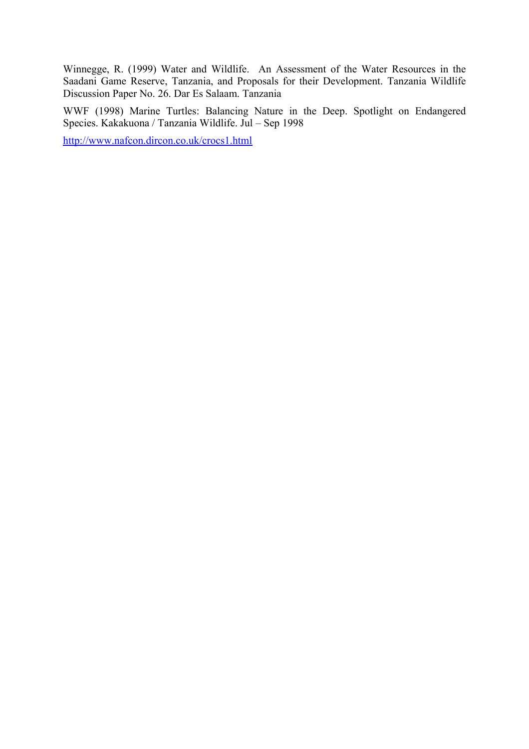Winnegge, R. (1999) Water and Wildlife. An Assessment of the Water Resources in the Saadani Game Reserve, Tanzania, and Proposals for their Development. Tanzania Wildlife Discussion Paper No. 26. Dar Es Salaam. Tanzania

WWF (1998) Marine Turtles: Balancing Nature in the Deep. Spotlight on Endangered Species. Kakakuona / Tanzania Wildlife. Jul – Sep 1998

http://www.nafcon.dircon.co.uk/crocs1.html